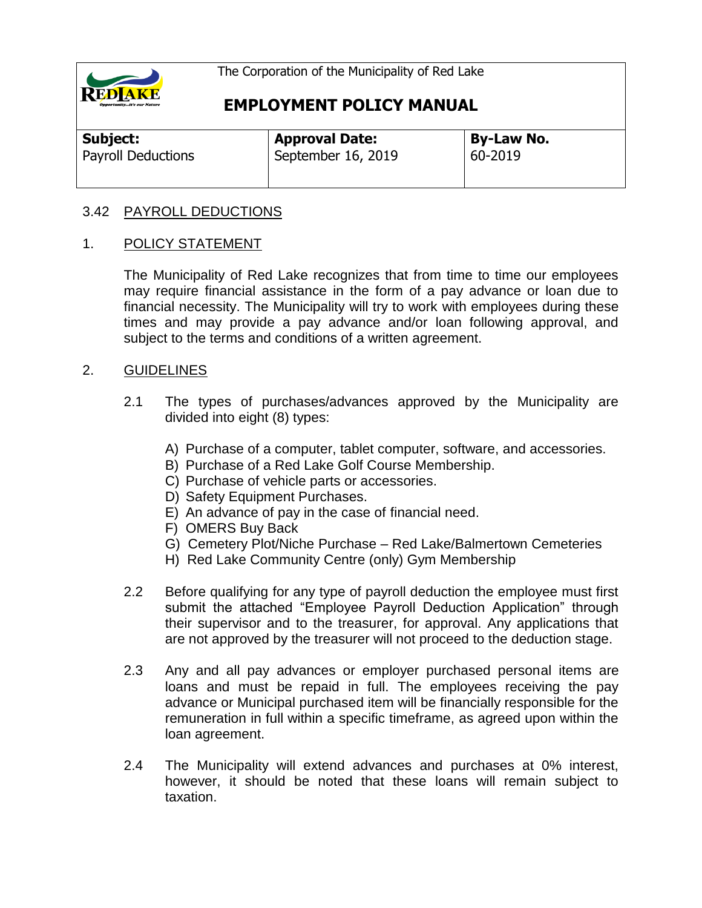The Corporation of the Municipality of Red Lake

# EMPLOYMENT POLICY MANUAL

| **Subject:** Payroll Deductions | **Approval Date:** September 16, 2019 | **By-Law No.** 60-2019 |
|---|---|---|

## 3.42 PAYROLL DEDUCTIONS

### 1. POLICY STATEMENT

The Municipality of Red Lake recognizes that from time to time our employees may require financial assistance in the form of a pay advance or loan due to financial necessity. The Municipality will try to work with employees during these times and may provide a pay advance and/or loan following approval, and subject to the terms and conditions of a written agreement.

### 2. GUIDELINES

2.1 The types of purchases/advances approved by the Municipality are divided into eight (8) types:

A) Purchase of a computer, tablet computer, software, and accessories.
B) Purchase of a Red Lake Golf Course Membership.
C) Purchase of vehicle parts or accessories.
D) Safety Equipment Purchases.
E) An advance of pay in the case of financial need.
F) OMERS Buy Back
G) Cemetery Plot/Niche Purchase – Red Lake/Balmertown Cemeteries
H) Red Lake Community Centre (only) Gym Membership

2.2 Before qualifying for any type of payroll deduction the employee must first submit the attached "Employee Payroll Deduction Application" through their supervisor and to the treasurer, for approval. Any applications that are not approved by the treasurer will not proceed to the deduction stage.

2.3 Any and all pay advances or employer purchased personal items are loans and must be repaid in full. The employees receiving the pay advance or Municipal purchased item will be financially responsible for the remuneration in full within a specific timeframe, as agreed upon within the loan agreement.

2.4 The Municipality will extend advances and purchases at 0% interest, however, it should be noted that these loans will remain subject to taxation.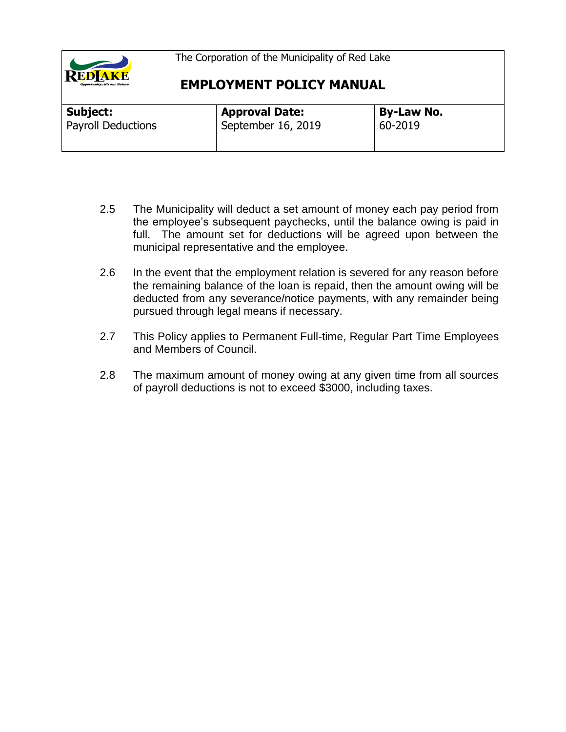2.5 The Municipality will deduct a set amount of money each pay period from the employee's subsequent paychecks, until the balance owing is paid in full. The amount set for deductions will be agreed upon between the municipal representative and the employee.

2.6 In the event that the employment relation is severed for any reason before the remaining balance of the loan is repaid, then the amount owing will be deducted from any severance/notice payments, with any remainder being pursued through legal means if necessary.

2.7 This Policy applies to Permanent Full-time, Regular Part Time Employees and Members of Council.

2.8 The maximum amount of money owing at any given time from all sources of payroll deductions is not to exceed $3000, including taxes.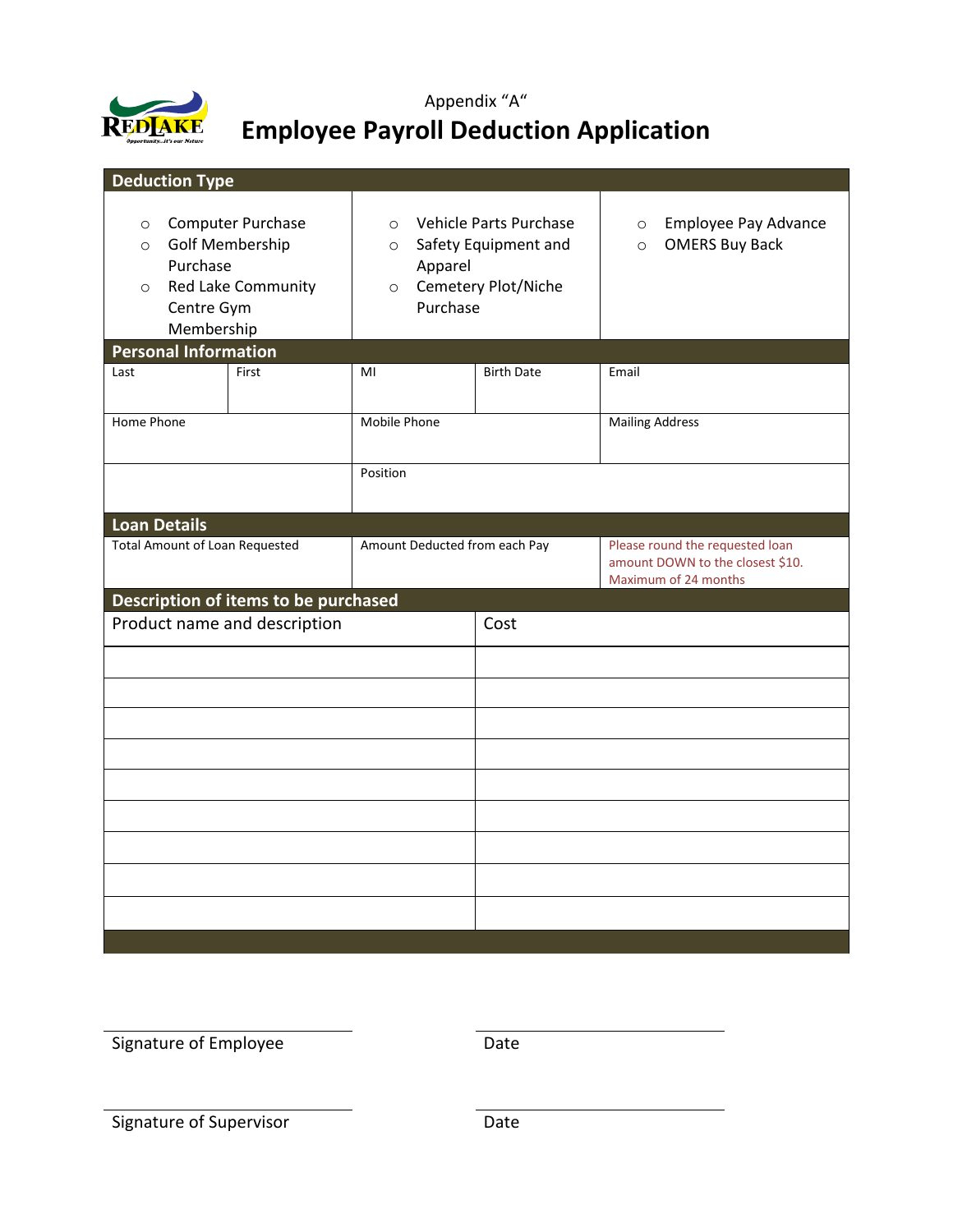Appendix "A"

# Employee Payroll Deduction Application

## Deduction Type

| | | |
|---|---|---|
| ○ Computer Purchase<br>○ Golf Membership Purchase<br>○ Red Lake Community Centre Gym Membership | ○ Vehicle Parts Purchase<br>○ Safety Equipment and Apparel<br>○ Cemetery Plot/Niche Purchase | ○ Employee Pay Advance<br>○ OMERS Buy Back |

## Personal Information

| Last | First | MI | Birth Date | Email |
|---|---|---|---|---|
| Home Phone | | Mobile Phone | | Mailing Address |
| | | Position | | |

## Loan Details

| Total Amount of Loan Requested | Amount Deducted from each Pay | Please round the requested loan amount DOWN to the closest $10. Maximum of 24 months |
|---|---|---|

## Description of items to be purchased

| Product name and description | Cost |
|---|---|
| | |
| | |
| | |
| | |
| | |
| | |
| | |
| | |
| | |

Signature of Employee ______________________ Date ______________________

Signature of Supervisor ______________________ Date ______________________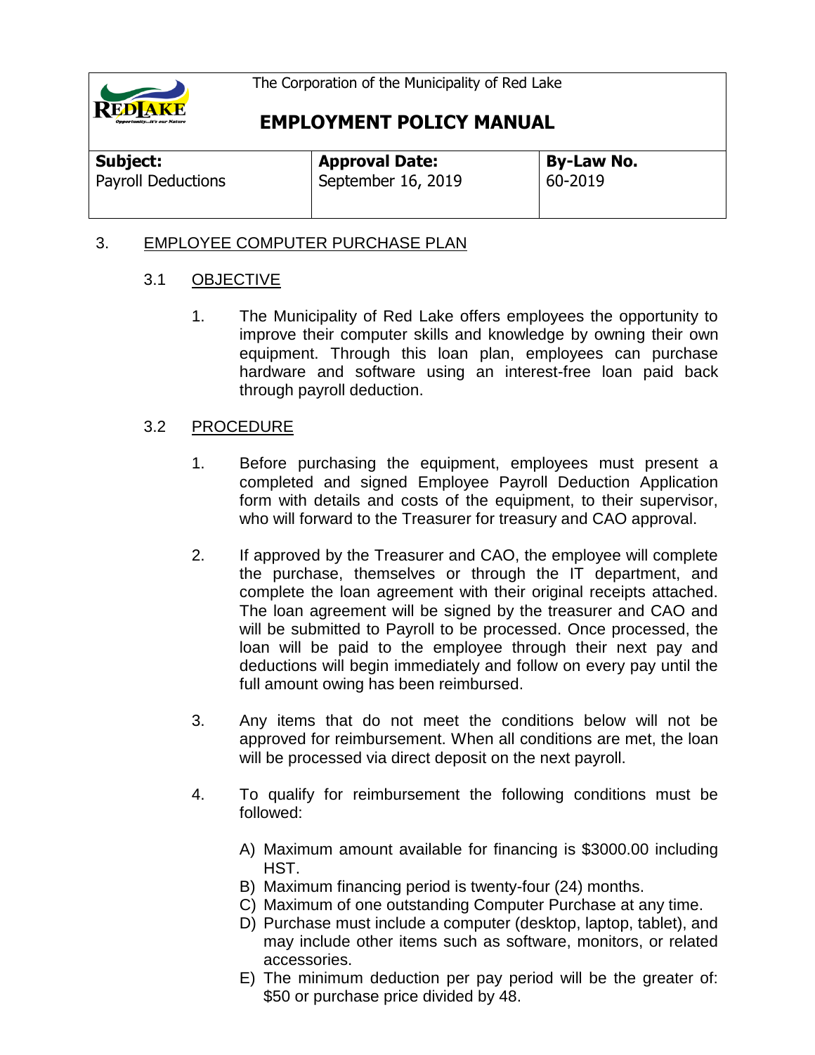The Corporation of the Municipality of Red Lake

# EMPLOYMENT POLICY MANUAL

| **Subject:** Payroll Deductions | **Approval Date:** September 16, 2019 | **By-Law No.** 60-2019 |
|---|---|---|

## 3. EMPLOYEE COMPUTER PURCHASE PLAN

### 3.1 OBJECTIVE

1. The Municipality of Red Lake offers employees the opportunity to improve their computer skills and knowledge by owning their own equipment. Through this loan plan, employees can purchase hardware and software using an interest-free loan paid back through payroll deduction.

### 3.2 PROCEDURE

1. Before purchasing the equipment, employees must present a completed and signed Employee Payroll Deduction Application form with details and costs of the equipment, to their supervisor, who will forward to the Treasurer for treasury and CAO approval.

2. If approved by the Treasurer and CAO, the employee will complete the purchase, themselves or through the IT department, and complete the loan agreement with their original receipts attached. The loan agreement will be signed by the treasurer and CAO and will be submitted to Payroll to be processed. Once processed, the loan will be paid to the employee through their next pay and deductions will begin immediately and follow on every pay until the full amount owing has been reimbursed.

3. Any items that do not meet the conditions below will not be approved for reimbursement. When all conditions are met, the loan will be processed via direct deposit on the next payroll.

4. To qualify for reimbursement the following conditions must be followed:

   A) Maximum amount available for financing is $3000.00 including HST.
   B) Maximum financing period is twenty-four (24) months.
   C) Maximum of one outstanding Computer Purchase at any time.
   D) Purchase must include a computer (desktop, laptop, tablet), and may include other items such as software, monitors, or related accessories.
   E) The minimum deduction per pay period will be the greater of: $50 or purchase price divided by 48.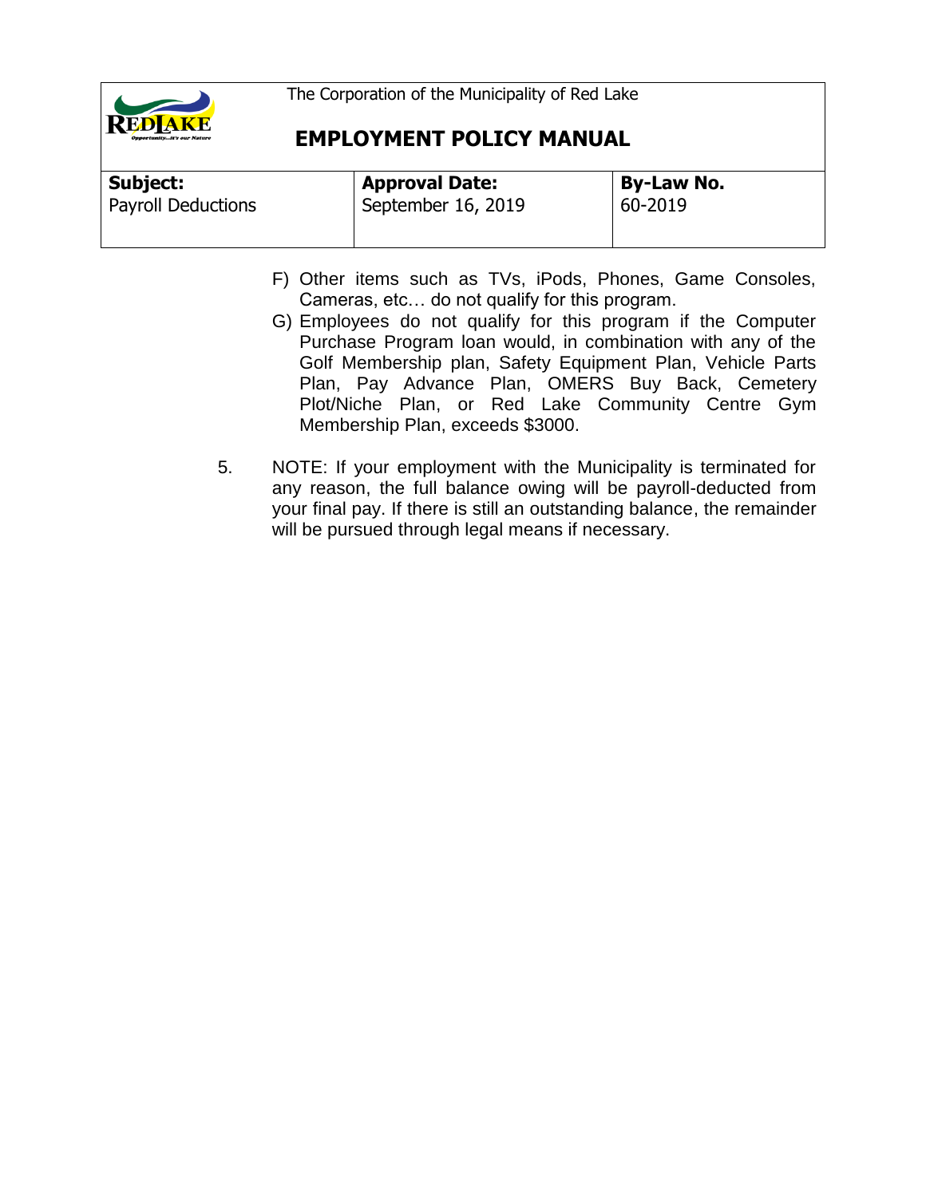F) Other items such as TVs, iPods, Phones, Game Consoles, Cameras, etc… do not qualify for this program.

G) Employees do not qualify for this program if the Computer Purchase Program loan would, in combination with any of the Golf Membership plan, Safety Equipment Plan, Vehicle Parts Plan, Pay Advance Plan, OMERS Buy Back, Cemetery Plot/Niche Plan, or Red Lake Community Centre Gym Membership Plan, exceeds $3000.

5. NOTE: If your employment with the Municipality is terminated for any reason, the full balance owing will be payroll-deducted from your final pay. If there is still an outstanding balance, the remainder will be pursued through legal means if necessary.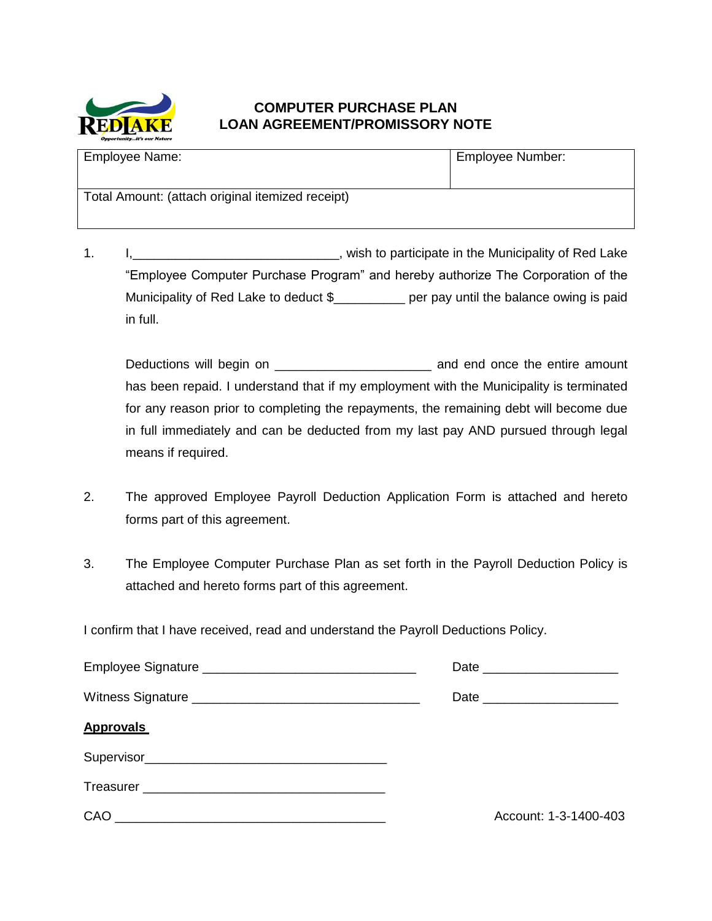# COMPUTER PURCHASE PLAN
# LOAN AGREEMENT/PROMISSORY NOTE

| Employee Name: | Employee Number: |
|---|---|
| Total Amount: (attach original itemized receipt) | |

1. I,____________________________, wish to participate in the Municipality of Red Lake "Employee Computer Purchase Program" and hereby authorize The Corporation of the Municipality of Red Lake to deduct $__________ per pay until the balance owing is paid in full.

   Deductions will begin on _____________________ and end once the entire amount has been repaid. I understand that if my employment with the Municipality is terminated for any reason prior to completing the repayments, the remaining debt will become due in full immediately and can be deducted from my last pay AND pursued through legal means if required.

2. The approved Employee Payroll Deduction Application Form is attached and hereto forms part of this agreement.

3. The Employee Computer Purchase Plan as set forth in the Payroll Deduction Policy is attached and hereto forms part of this agreement.

I confirm that I have received, read and understand the Payroll Deductions Policy.

Employee Signature _____________________________ Date __________________

Witness Signature _______________________________ Date __________________

**Approvals**

Supervisor_________________________________

Treasurer _________________________________

CAO ______________________________________ Account: 1-3-1400-403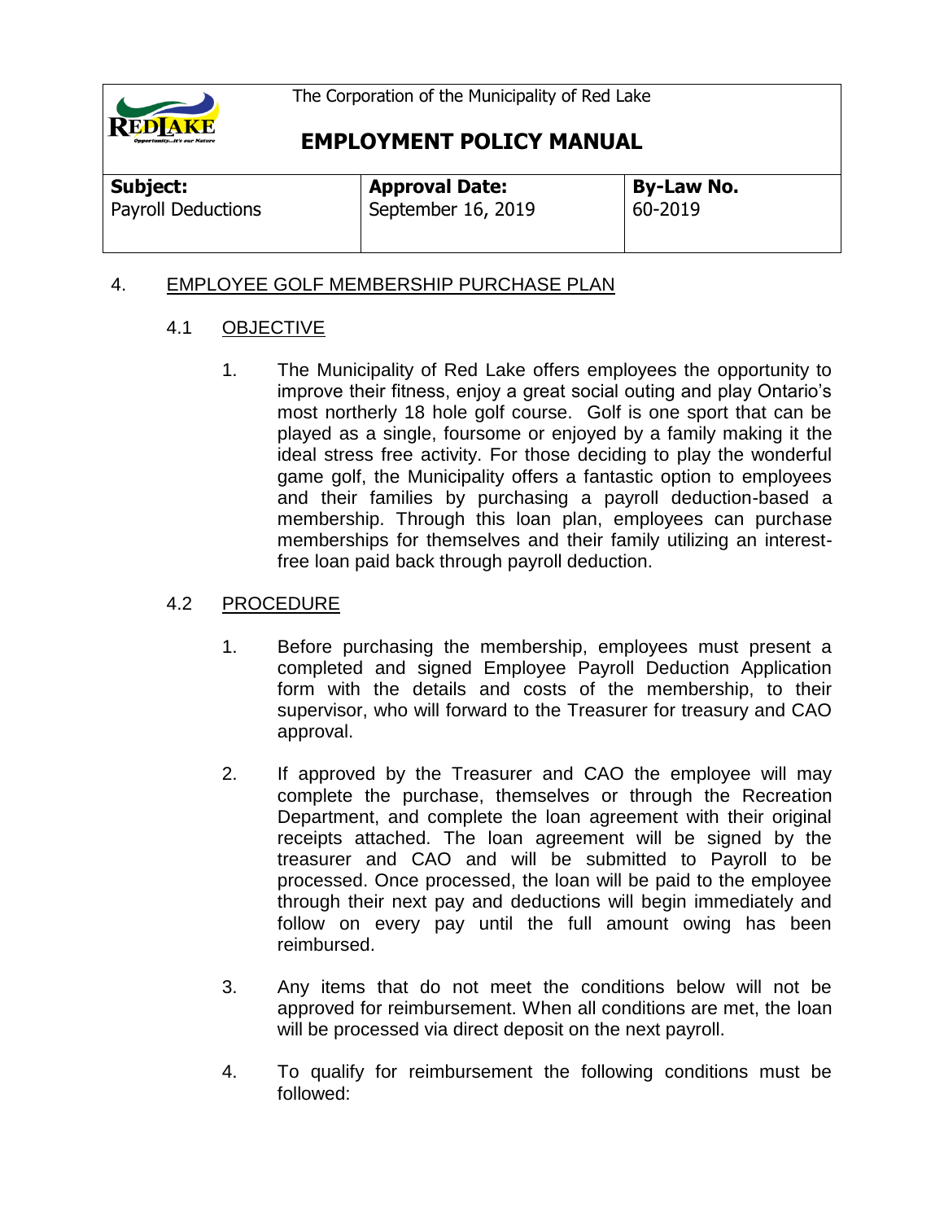The Corporation of the Municipality of Red Lake

**EMPLOYMENT POLICY MANUAL**

| **Subject:** Payroll Deductions | **Approval Date:** September 16, 2019 | **By-Law No.** 60-2019 |
|---|---|---|

4. EMPLOYEE GOLF MEMBERSHIP PURCHASE PLAN

4.1 OBJECTIVE

1. The Municipality of Red Lake offers employees the opportunity to improve their fitness, enjoy a great social outing and play Ontario's most northerly 18 hole golf course. Golf is one sport that can be played as a single, foursome or enjoyed by a family making it the ideal stress free activity. For those deciding to play the wonderful game golf, the Municipality offers a fantastic option to employees and their families by purchasing a payroll deduction-based a membership. Through this loan plan, employees can purchase memberships for themselves and their family utilizing an interest-free loan paid back through payroll deduction.

4.2 PROCEDURE

1. Before purchasing the membership, employees must present a completed and signed Employee Payroll Deduction Application form with the details and costs of the membership, to their supervisor, who will forward to the Treasurer for treasury and CAO approval.

2. If approved by the Treasurer and CAO the employee will may complete the purchase, themselves or through the Recreation Department, and complete the loan agreement with their original receipts attached. The loan agreement will be signed by the treasurer and CAO and will be submitted to Payroll to be processed. Once processed, the loan will be paid to the employee through their next pay and deductions will begin immediately and follow on every pay until the full amount owing has been reimbursed.

3. Any items that do not meet the conditions below will not be approved for reimbursement. When all conditions are met, the loan will be processed via direct deposit on the next payroll.

4. To qualify for reimbursement the following conditions must be followed: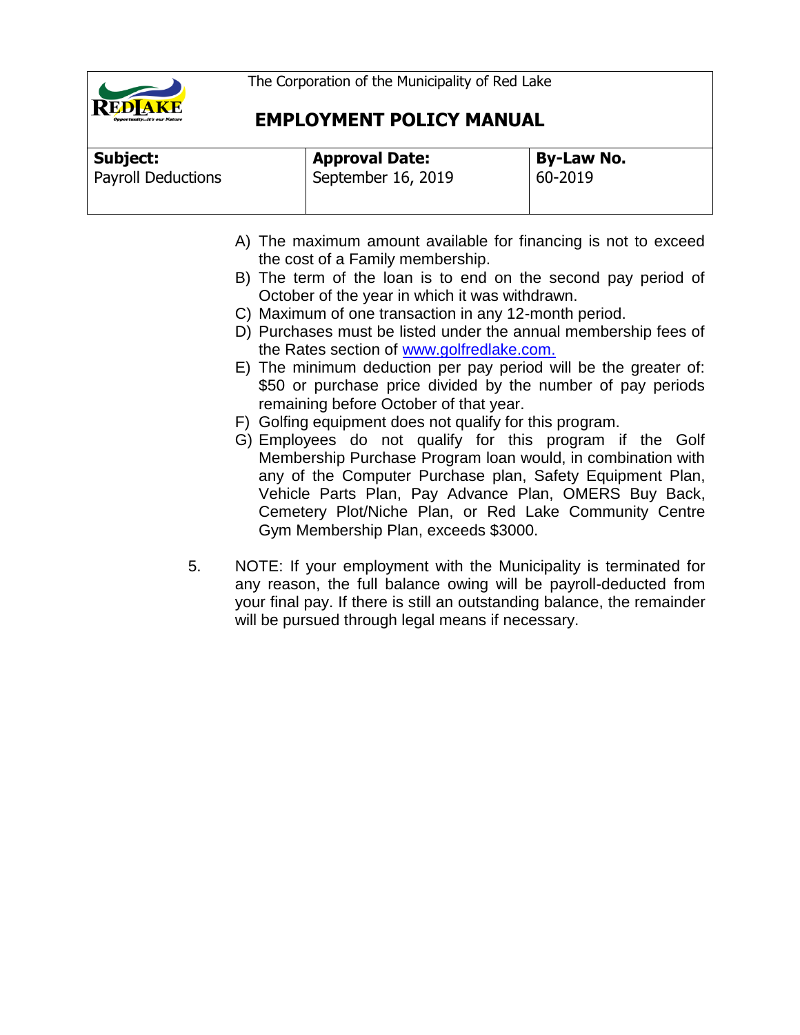A) The maximum amount available for financing is not to exceed the cost of a Family membership.
B) The term of the loan is to end on the second pay period of October of the year in which it was withdrawn.
C) Maximum of one transaction in any 12-month period.
D) Purchases must be listed under the annual membership fees of the Rates section of [www.golfredlake.com.](http://www.golfredlake.com)
E) The minimum deduction per pay period will be the greater of: $50 or purchase price divided by the number of pay periods remaining before October of that year.
F) Golfing equipment does not qualify for this program.
G) Employees do not qualify for this program if the Golf Membership Purchase Program loan would, in combination with any of the Computer Purchase plan, Safety Equipment Plan, Vehicle Parts Plan, Pay Advance Plan, OMERS Buy Back, Cemetery Plot/Niche Plan, or Red Lake Community Centre Gym Membership Plan, exceeds $3000.

5. NOTE: If your employment with the Municipality is terminated for any reason, the full balance owing will be payroll-deducted from your final pay. If there is still an outstanding balance, the remainder will be pursued through legal means if necessary.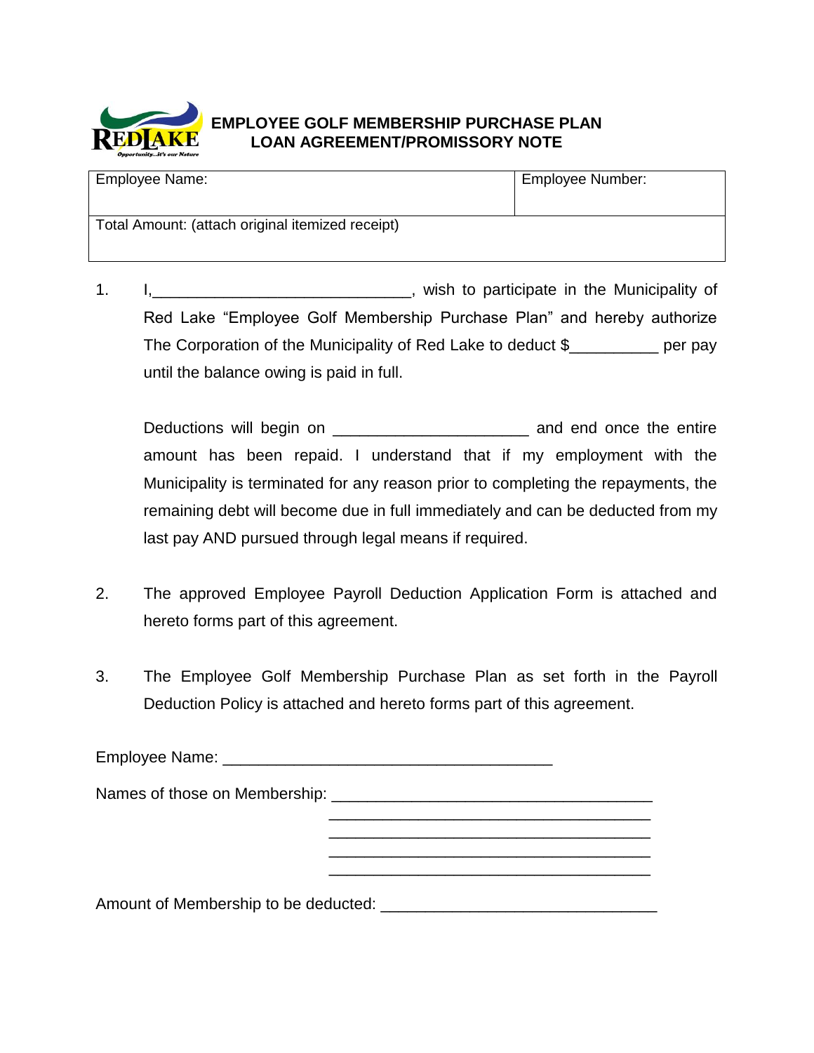# EMPLOYEE GOLF MEMBERSHIP PURCHASE PLAN
# LOAN AGREEMENT/PROMISSORY NOTE

| Employee Name: | Employee Number: |
|---|---|
| Total Amount: (attach original itemized receipt) | |

1. I,_____________________________, wish to participate in the Municipality of Red Lake "Employee Golf Membership Purchase Plan" and hereby authorize The Corporation of the Municipality of Red Lake to deduct $__________ per pay until the balance owing is paid in full.

   Deductions will begin on _____________________ and end once the entire amount has been repaid. I understand that if my employment with the Municipality is terminated for any reason prior to completing the repayments, the remaining debt will become due in full immediately and can be deducted from my last pay AND pursued through legal means if required.

2. The approved Employee Payroll Deduction Application Form is attached and hereto forms part of this agreement.

3. The Employee Golf Membership Purchase Plan as set forth in the Payroll Deduction Policy is attached and hereto forms part of this agreement.

Employee Name: _____________________________________

Names of those on Membership: ____________________________________
____________________________________
____________________________________
____________________________________
____________________________________

Amount of Membership to be deducted: _______________________________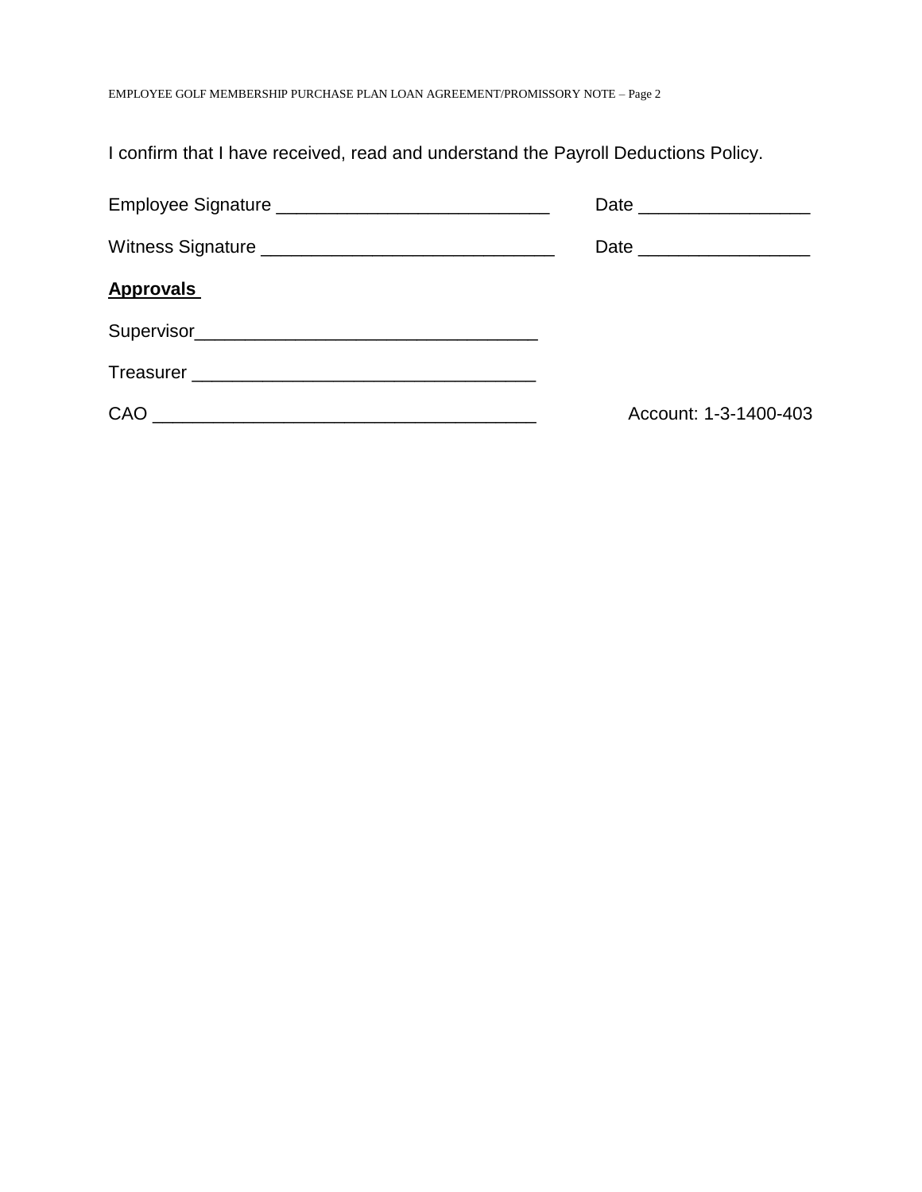I confirm that I have received, read and understand the Payroll Deductions Policy.

Employee Signature ___________________________ Date _________________

Witness Signature _____________________________ Date _________________

**Approvals**

Supervisor__________________________________

Treasurer __________________________________

CAO ______________________________________ Account: 1-3-1400-403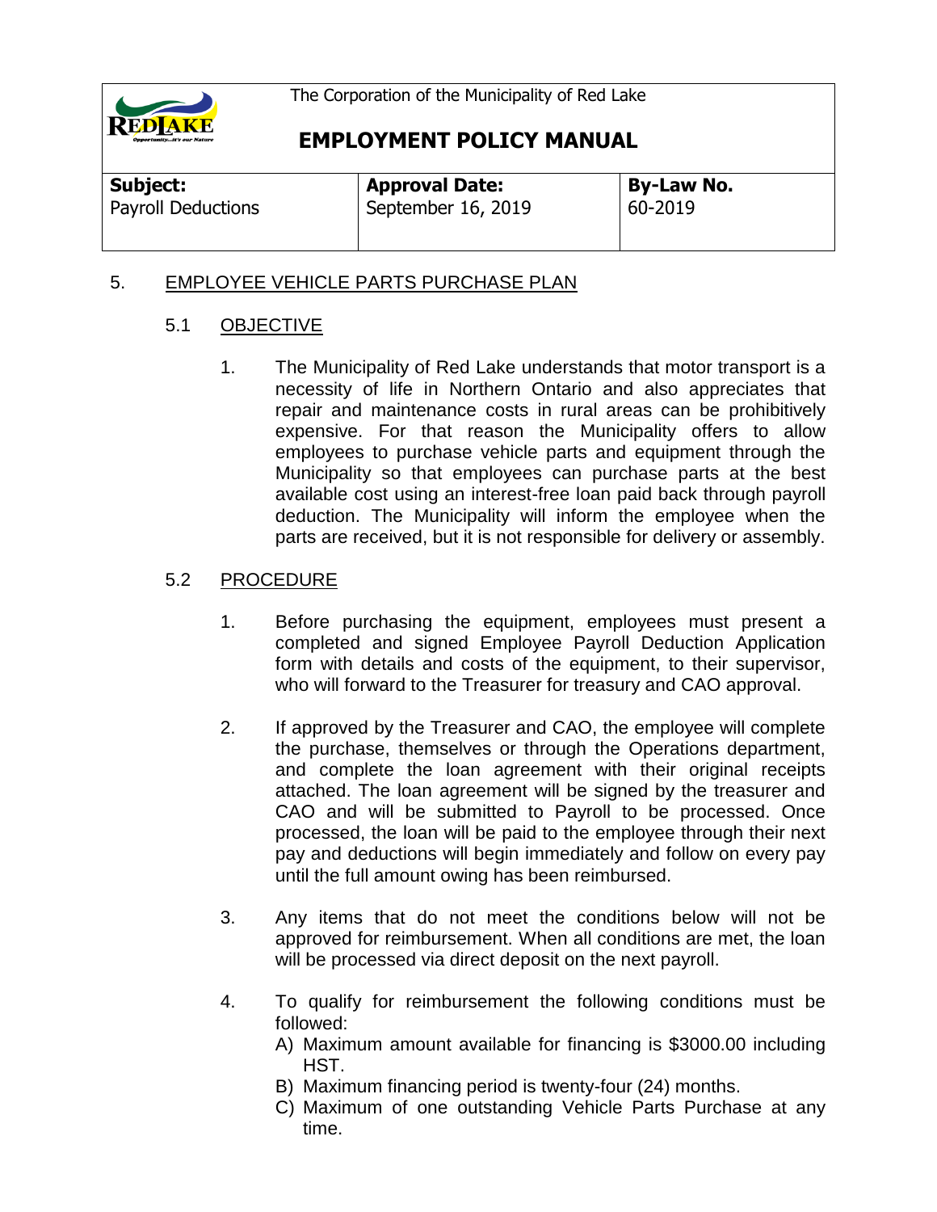## 5. EMPLOYEE VEHICLE PARTS PURCHASE PLAN

### 5.1 OBJECTIVE

1. The Municipality of Red Lake understands that motor transport is a necessity of life in Northern Ontario and also appreciates that repair and maintenance costs in rural areas can be prohibitively expensive. For that reason the Municipality offers to allow employees to purchase vehicle parts and equipment through the Municipality so that employees can purchase parts at the best available cost using an interest-free loan paid back through payroll deduction. The Municipality will inform the employee when the parts are received, but it is not responsible for delivery or assembly.

### 5.2 PROCEDURE

1. Before purchasing the equipment, employees must present a completed and signed Employee Payroll Deduction Application form with details and costs of the equipment, to their supervisor, who will forward to the Treasurer for treasury and CAO approval.

2. If approved by the Treasurer and CAO, the employee will complete the purchase, themselves or through the Operations department, and complete the loan agreement with their original receipts attached. The loan agreement will be signed by the treasurer and CAO and will be submitted to Payroll to be processed. Once processed, the loan will be paid to the employee through their next pay and deductions will begin immediately and follow on every pay until the full amount owing has been reimbursed.

3. Any items that do not meet the conditions below will not be approved for reimbursement. When all conditions are met, the loan will be processed via direct deposit on the next payroll.

4. To qualify for reimbursement the following conditions must be followed:
   - A) Maximum amount available for financing is $3000.00 including HST.
   - B) Maximum financing period is twenty-four (24) months.
   - C) Maximum of one outstanding Vehicle Parts Purchase at any time.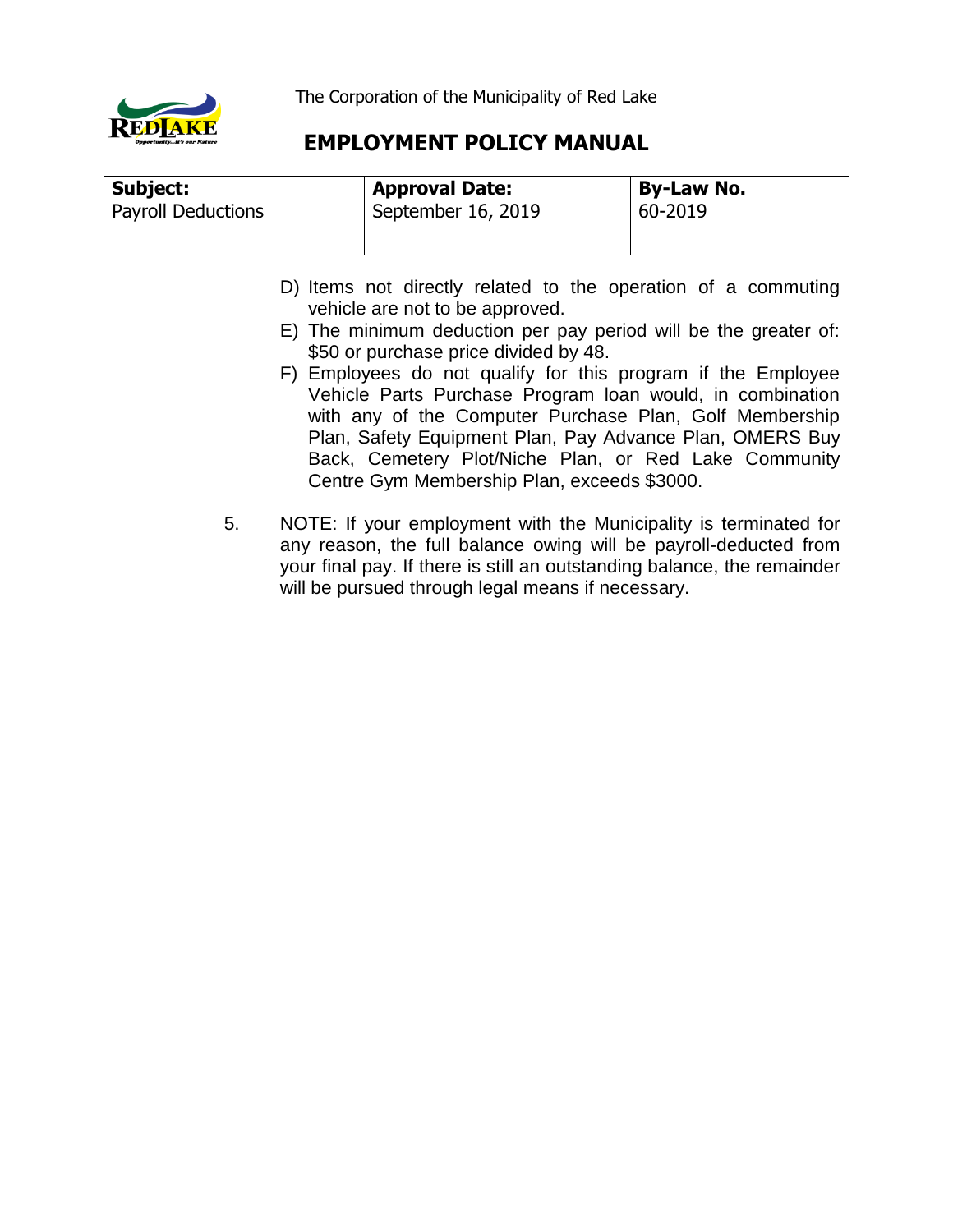D) Items not directly related to the operation of a commuting vehicle are not to be approved.

E) The minimum deduction per pay period will be the greater of: $50 or purchase price divided by 48.

F) Employees do not qualify for this program if the Employee Vehicle Parts Purchase Program loan would, in combination with any of the Computer Purchase Plan, Golf Membership Plan, Safety Equipment Plan, Pay Advance Plan, OMERS Buy Back, Cemetery Plot/Niche Plan, or Red Lake Community Centre Gym Membership Plan, exceeds $3000.

5. NOTE: If your employment with the Municipality is terminated for any reason, the full balance owing will be payroll-deducted from your final pay. If there is still an outstanding balance, the remainder will be pursued through legal means if necessary.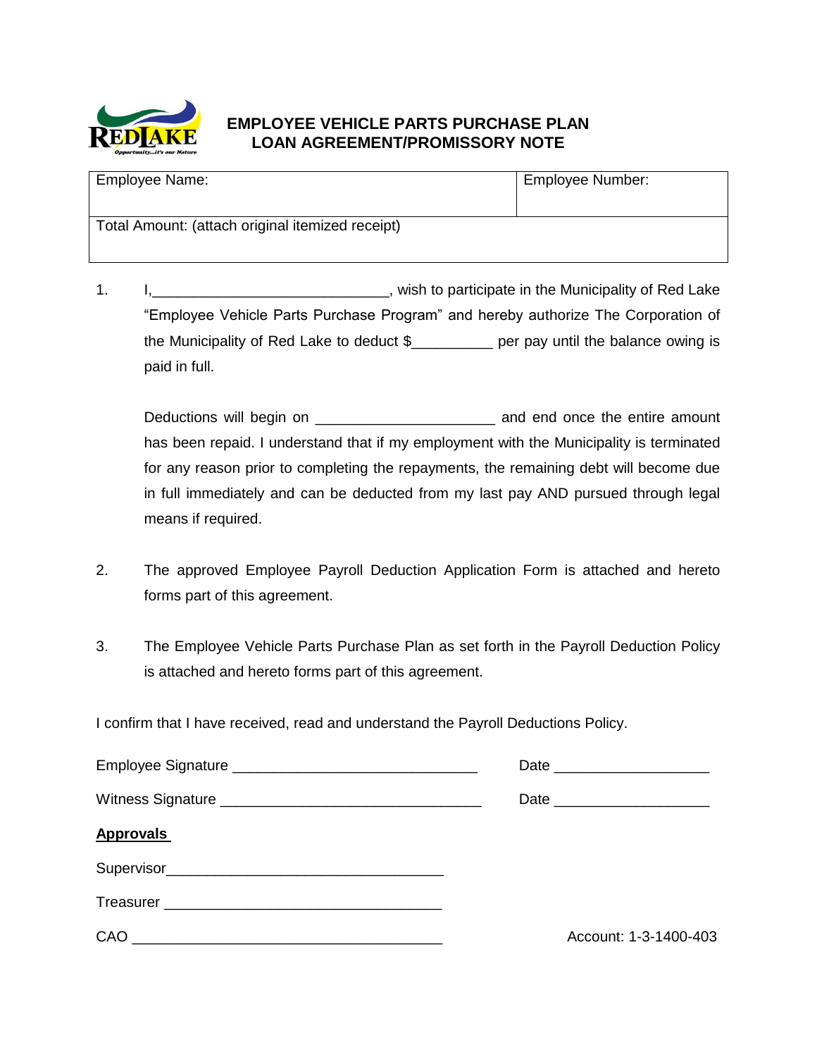# EMPLOYEE VEHICLE PARTS PURCHASE PLAN
# LOAN AGREEMENT/PROMISSORY NOTE

| Employee Name: | Employee Number: |
|---|---|
| Total Amount: (attach original itemized receipt) | |

1. I,_____________________________, wish to participate in the Municipality of Red Lake "Employee Vehicle Parts Purchase Program" and hereby authorize The Corporation of the Municipality of Red Lake to deduct $__________ per pay until the balance owing is paid in full.

   Deductions will begin on _____________________ and end once the entire amount has been repaid. I understand that if my employment with the Municipality is terminated for any reason prior to completing the repayments, the remaining debt will become due in full immediately and can be deducted from my last pay AND pursued through legal means if required.

2. The approved Employee Payroll Deduction Application Form is attached and hereto forms part of this agreement.

3. The Employee Vehicle Parts Purchase Plan as set forth in the Payroll Deduction Policy is attached and hereto forms part of this agreement.

I confirm that I have received, read and understand the Payroll Deductions Policy.

Employee Signature ______________________________ Date ___________________

Witness Signature ________________________________ Date ___________________

**Approvals**

Supervisor__________________________________

Treasurer __________________________________

CAO ______________________________________ Account: 1-3-1400-403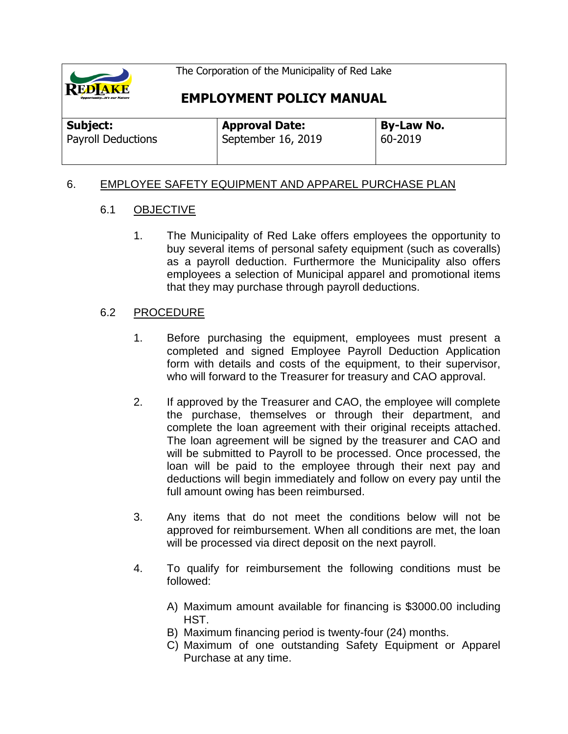## 6. EMPLOYEE SAFETY EQUIPMENT AND APPAREL PURCHASE PLAN

### 6.1 OBJECTIVE

1. The Municipality of Red Lake offers employees the opportunity to buy several items of personal safety equipment (such as coveralls) as a payroll deduction. Furthermore the Municipality also offers employees a selection of Municipal apparel and promotional items that they may purchase through payroll deductions.

### 6.2 PROCEDURE

1. Before purchasing the equipment, employees must present a completed and signed Employee Payroll Deduction Application form with details and costs of the equipment, to their supervisor, who will forward to the Treasurer for treasury and CAO approval.

2. If approved by the Treasurer and CAO, the employee will complete the purchase, themselves or through their department, and complete the loan agreement with their original receipts attached. The loan agreement will be signed by the treasurer and CAO and will be submitted to Payroll to be processed. Once processed, the loan will be paid to the employee through their next pay and deductions will begin immediately and follow on every pay until the full amount owing has been reimbursed.

3. Any items that do not meet the conditions below will not be approved for reimbursement. When all conditions are met, the loan will be processed via direct deposit on the next payroll.

4. To qualify for reimbursement the following conditions must be followed:

   A) Maximum amount available for financing is $3000.00 including HST.
   B) Maximum financing period is twenty-four (24) months.
   C) Maximum of one outstanding Safety Equipment or Apparel Purchase at any time.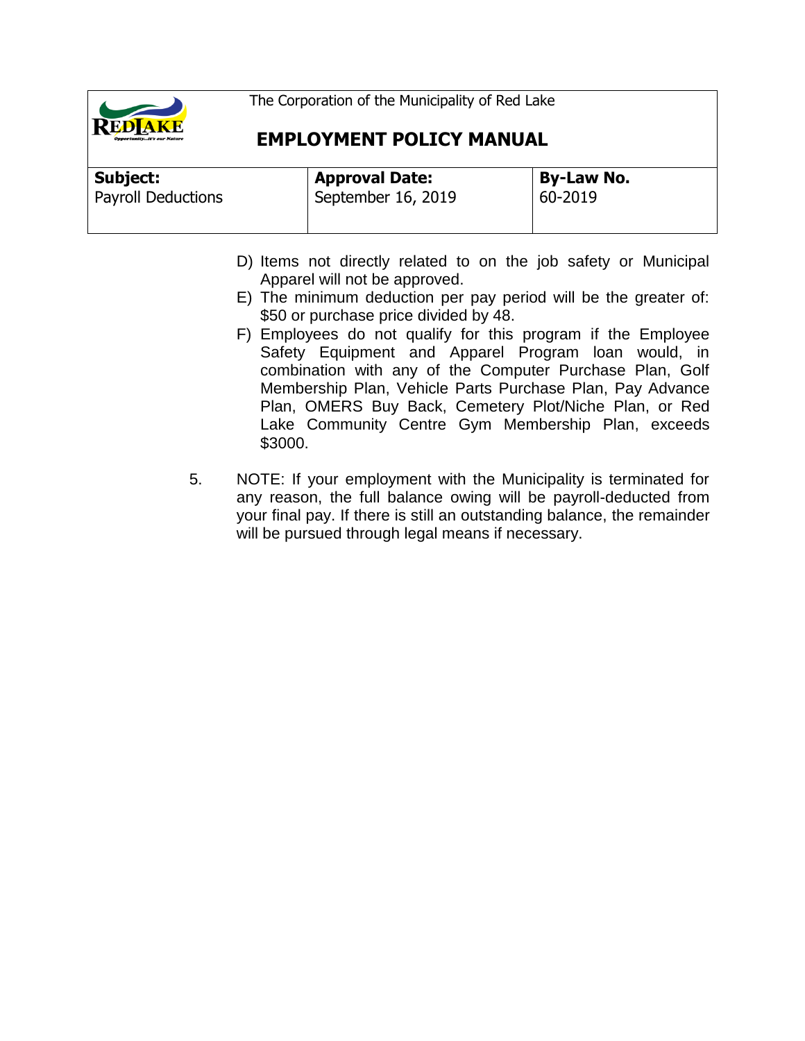D) Items not directly related to on the job safety or Municipal Apparel will not be approved.

E) The minimum deduction per pay period will be the greater of: $50 or purchase price divided by 48.

F) Employees do not qualify for this program if the Employee Safety Equipment and Apparel Program loan would, in combination with any of the Computer Purchase Plan, Golf Membership Plan, Vehicle Parts Purchase Plan, Pay Advance Plan, OMERS Buy Back, Cemetery Plot/Niche Plan, or Red Lake Community Centre Gym Membership Plan, exceeds $3000.

5. NOTE: If your employment with the Municipality is terminated for any reason, the full balance owing will be payroll-deducted from your final pay. If there is still an outstanding balance, the remainder will be pursued through legal means if necessary.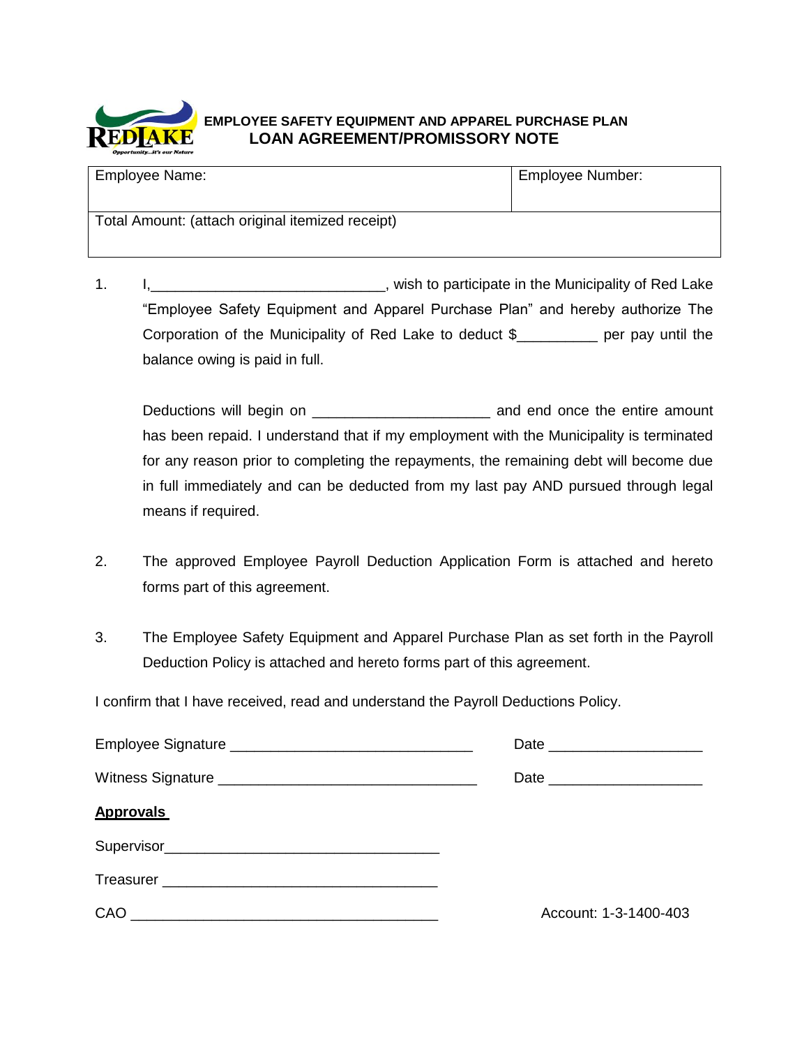**EMPLOYEE SAFETY EQUIPMENT AND APPAREL PURCHASE PLAN**

# LOAN AGREEMENT/PROMISSORY NOTE

| Employee Name: | Employee Number: |
|---|---|
| Total Amount: (attach original itemized receipt) | |

1. I,____________________________, wish to participate in the Municipality of Red Lake "Employee Safety Equipment and Apparel Purchase Plan" and hereby authorize The Corporation of the Municipality of Red Lake to deduct $__________ per pay until the balance owing is paid in full.

   Deductions will begin on _____________________ and end once the entire amount has been repaid. I understand that if my employment with the Municipality is terminated for any reason prior to completing the repayments, the remaining debt will become due in full immediately and can be deducted from my last pay AND pursued through legal means if required.

2. The approved Employee Payroll Deduction Application Form is attached and hereto forms part of this agreement.

3. The Employee Safety Equipment and Apparel Purchase Plan as set forth in the Payroll Deduction Policy is attached and hereto forms part of this agreement.

I confirm that I have received, read and understand the Payroll Deductions Policy.

Employee Signature _____________________________ Date ___________________

Witness Signature _______________________________ Date ___________________

**Approvals**

Supervisor_________________________________

Treasurer _________________________________

CAO _____________________________________ Account: 1-3-1400-403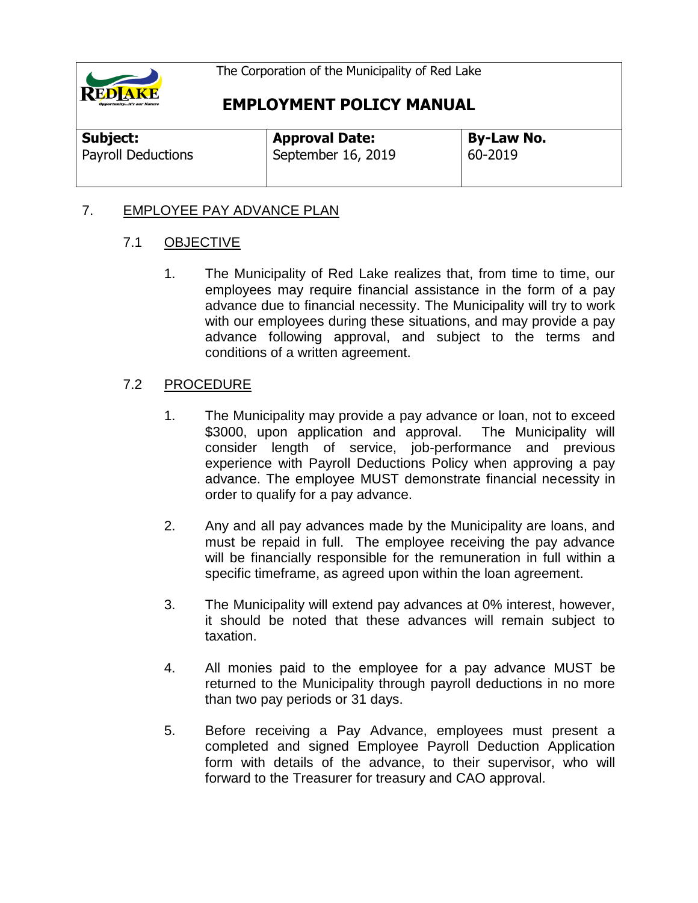The Corporation of the Municipality of Red Lake

# EMPLOYMENT POLICY MANUAL

| **Subject:** Payroll Deductions | **Approval Date:** September 16, 2019 | **By-Law No.** 60-2019 |
|---|---|---|

## 7. EMPLOYEE PAY ADVANCE PLAN

### 7.1 OBJECTIVE

1. The Municipality of Red Lake realizes that, from time to time, our employees may require financial assistance in the form of a pay advance due to financial necessity. The Municipality will try to work with our employees during these situations, and may provide a pay advance following approval, and subject to the terms and conditions of a written agreement.

### 7.2 PROCEDURE

1. The Municipality may provide a pay advance or loan, not to exceed $3000, upon application and approval. The Municipality will consider length of service, job-performance and previous experience with Payroll Deductions Policy when approving a pay advance. The employee MUST demonstrate financial necessity in order to qualify for a pay advance.

2. Any and all pay advances made by the Municipality are loans, and must be repaid in full. The employee receiving the pay advance will be financially responsible for the remuneration in full within a specific timeframe, as agreed upon within the loan agreement.

3. The Municipality will extend pay advances at 0% interest, however, it should be noted that these advances will remain subject to taxation.

4. All monies paid to the employee for a pay advance MUST be returned to the Municipality through payroll deductions in no more than two pay periods or 31 days.

5. Before receiving a Pay Advance, employees must present a completed and signed Employee Payroll Deduction Application form with details of the advance, to their supervisor, who will forward to the Treasurer for treasury and CAO approval.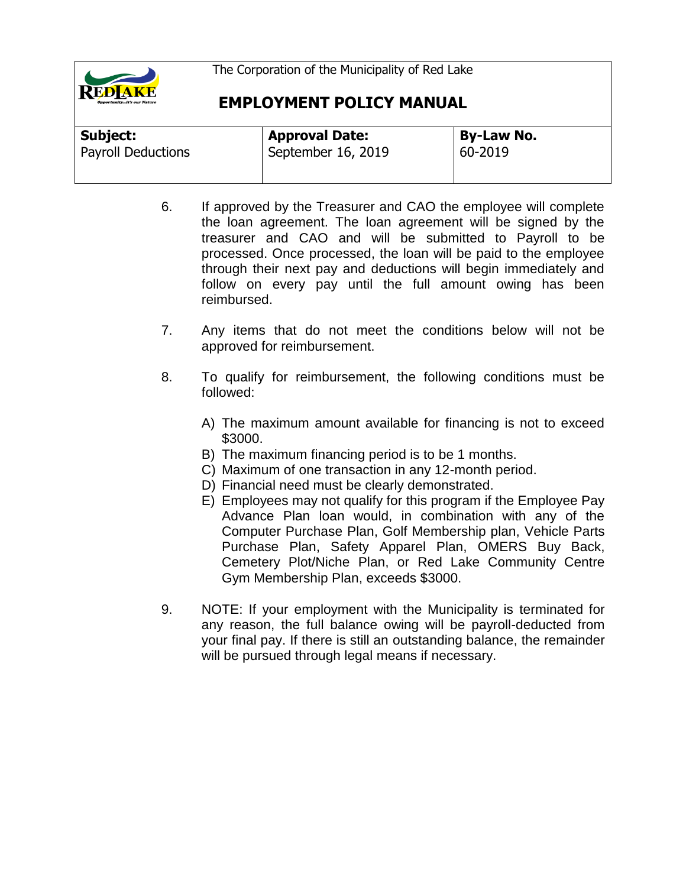6. If approved by the Treasurer and CAO the employee will complete the loan agreement. The loan agreement will be signed by the treasurer and CAO and will be submitted to Payroll to be processed. Once processed, the loan will be paid to the employee through their next pay and deductions will begin immediately and follow on every pay until the full amount owing has been reimbursed.

7. Any items that do not meet the conditions below will not be approved for reimbursement.

8. To qualify for reimbursement, the following conditions must be followed:

   A) The maximum amount available for financing is not to exceed $3000.
   B) The maximum financing period is to be 1 months.
   C) Maximum of one transaction in any 12-month period.
   D) Financial need must be clearly demonstrated.
   E) Employees may not qualify for this program if the Employee Pay Advance Plan loan would, in combination with any of the Computer Purchase Plan, Golf Membership plan, Vehicle Parts Purchase Plan, Safety Apparel Plan, OMERS Buy Back, Cemetery Plot/Niche Plan, or Red Lake Community Centre Gym Membership Plan, exceeds $3000.

9. NOTE: If your employment with the Municipality is terminated for any reason, the full balance owing will be payroll-deducted from your final pay. If there is still an outstanding balance, the remainder will be pursued through legal means if necessary.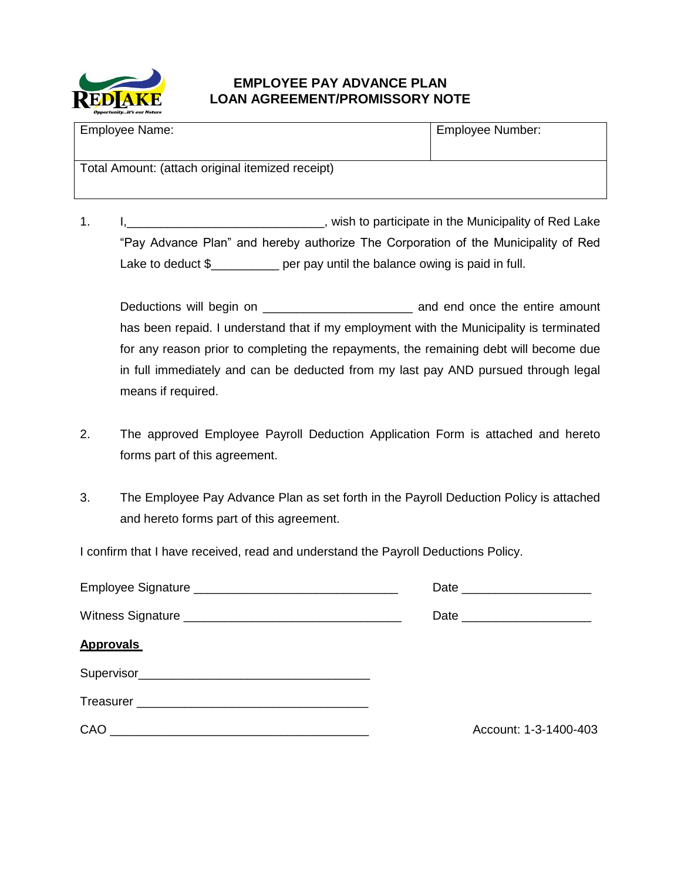# EMPLOYEE PAY ADVANCE PLAN
# LOAN AGREEMENT/PROMISSORY NOTE

| Employee Name: | Employee Number: |
|---|---|
| Total Amount: (attach original itemized receipt) | |

1. I,____________________________, wish to participate in the Municipality of Red Lake "Pay Advance Plan" and hereby authorize The Corporation of the Municipality of Red Lake to deduct $__________ per pay until the balance owing is paid in full.

   Deductions will begin on _____________________ and end once the entire amount has been repaid. I understand that if my employment with the Municipality is terminated for any reason prior to completing the repayments, the remaining debt will become due in full immediately and can be deducted from my last pay AND pursued through legal means if required.

2. The approved Employee Payroll Deduction Application Form is attached and hereto forms part of this agreement.

3. The Employee Pay Advance Plan as set forth in the Payroll Deduction Policy is attached and hereto forms part of this agreement.

I confirm that I have received, read and understand the Payroll Deductions Policy.

Employee Signature ______________________________ Date ___________________

Witness Signature ________________________________ Date ___________________

**Approvals**

Supervisor__________________________________

Treasurer __________________________________

CAO ______________________________________ Account: 1-3-1400-403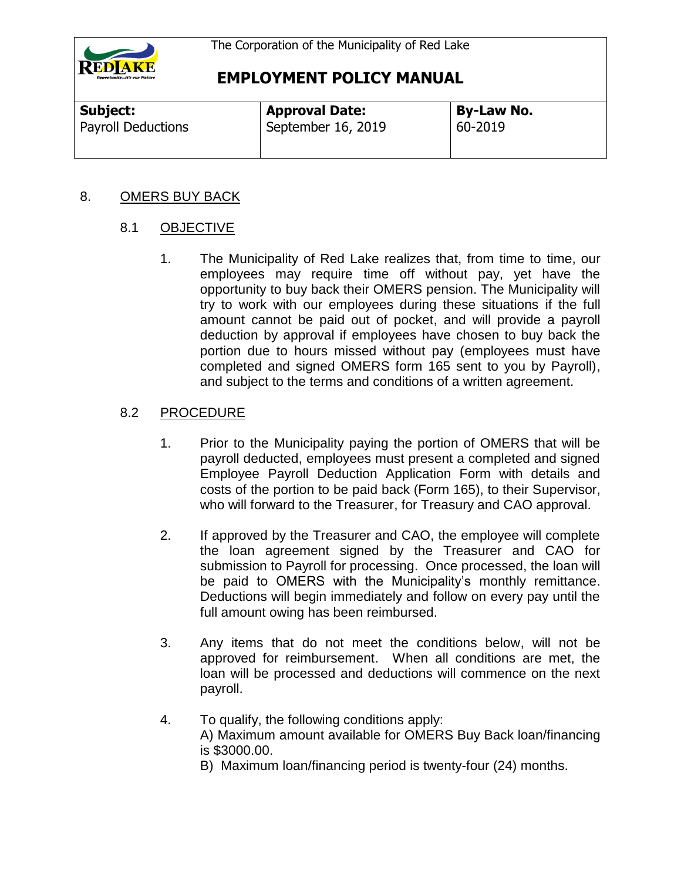The Corporation of the Municipality of Red Lake

# EMPLOYMENT POLICY MANUAL

| Subject: | Approval Date: | By-Law No. |
| --- | --- | --- |
| Payroll Deductions | September 16, 2019 | 60-2019 |

## 8. OMERS BUY BACK

### 8.1 OBJECTIVE

1. The Municipality of Red Lake realizes that, from time to time, our employees may require time off without pay, yet have the opportunity to buy back their OMERS pension. The Municipality will try to work with our employees during these situations if the full amount cannot be paid out of pocket, and will provide a payroll deduction by approval if employees have chosen to buy back the portion due to hours missed without pay (employees must have completed and signed OMERS form 165 sent to you by Payroll), and subject to the terms and conditions of a written agreement.

### 8.2 PROCEDURE

1. Prior to the Municipality paying the portion of OMERS that will be payroll deducted, employees must present a completed and signed Employee Payroll Deduction Application Form with details and costs of the portion to be paid back (Form 165), to their Supervisor, who will forward to the Treasurer, for Treasury and CAO approval.

2. If approved by the Treasurer and CAO, the employee will complete the loan agreement signed by the Treasurer and CAO for submission to Payroll for processing. Once processed, the loan will be paid to OMERS with the Municipality's monthly remittance. Deductions will begin immediately and follow on every pay until the full amount owing has been reimbursed.

3. Any items that do not meet the conditions below, will not be approved for reimbursement. When all conditions are met, the loan will be processed and deductions will commence on the next payroll.

4. To qualify, the following conditions apply:
   A) Maximum amount available for OMERS Buy Back loan/financing is $3000.00.
   B) Maximum loan/financing period is twenty-four (24) months.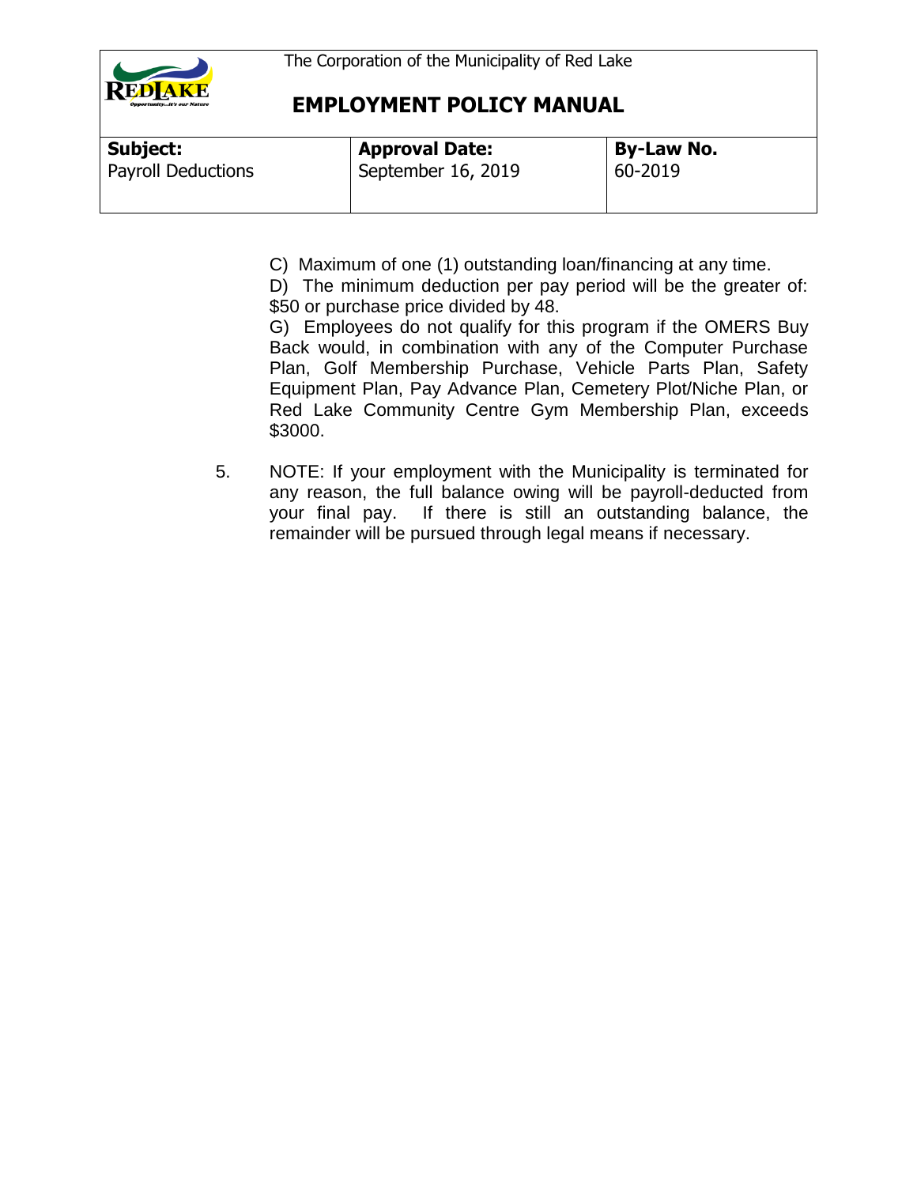C) Maximum of one (1) outstanding loan/financing at any time.

D) The minimum deduction per pay period will be the greater of: $50 or purchase price divided by 48.

G) Employees do not qualify for this program if the OMERS Buy Back would, in combination with any of the Computer Purchase Plan, Golf Membership Purchase, Vehicle Parts Plan, Safety Equipment Plan, Pay Advance Plan, Cemetery Plot/Niche Plan, or Red Lake Community Centre Gym Membership Plan, exceeds $3000.

5. NOTE: If your employment with the Municipality is terminated for any reason, the full balance owing will be payroll-deducted from your final pay. If there is still an outstanding balance, the remainder will be pursued through legal means if necessary.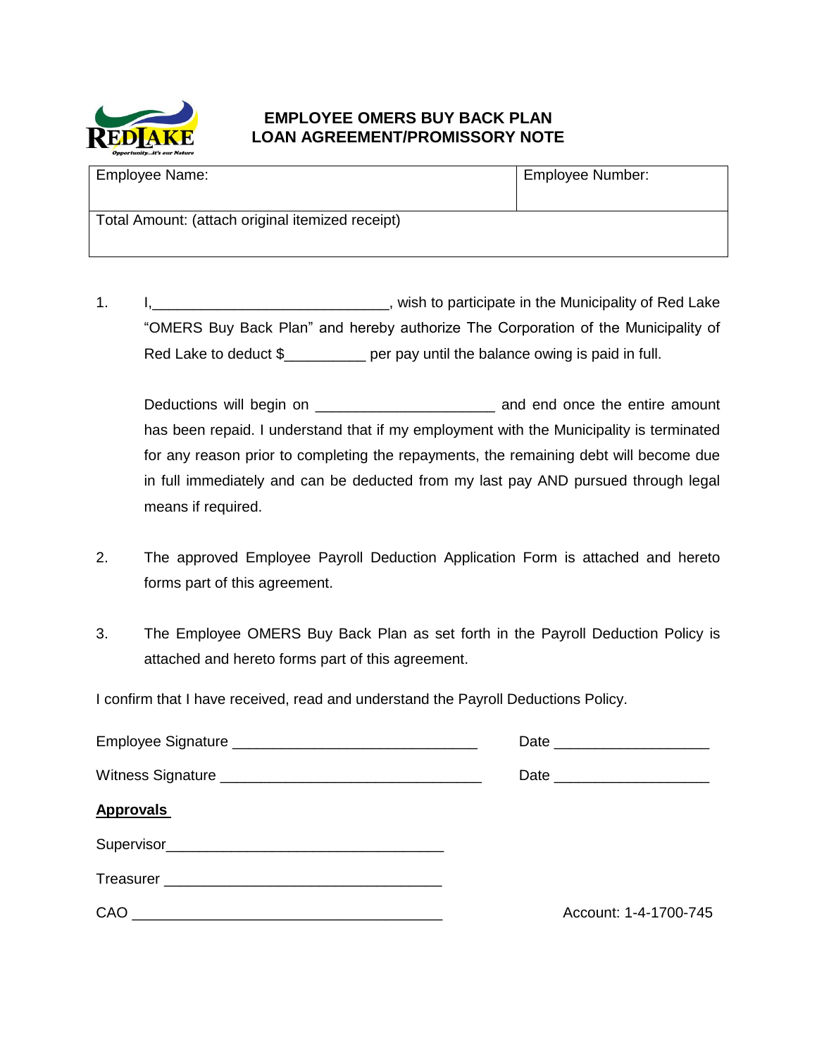# EMPLOYEE OMERS BUY BACK PLAN
# LOAN AGREEMENT/PROMISSORY NOTE

| Employee Name: | Employee Number: |
|---|---|
| Total Amount: (attach original itemized receipt) | |

1. I,_____________________________, wish to participate in the Municipality of Red Lake "OMERS Buy Back Plan" and hereby authorize The Corporation of the Municipality of Red Lake to deduct $__________ per pay until the balance owing is paid in full.

   Deductions will begin on _____________________ and end once the entire amount has been repaid. I understand that if my employment with the Municipality is terminated for any reason prior to completing the repayments, the remaining debt will become due in full immediately and can be deducted from my last pay AND pursued through legal means if required.

2. The approved Employee Payroll Deduction Application Form is attached and hereto forms part of this agreement.

3. The Employee OMERS Buy Back Plan as set forth in the Payroll Deduction Policy is attached and hereto forms part of this agreement.

I confirm that I have received, read and understand the Payroll Deductions Policy.

Employee Signature ______________________________ Date ___________________

Witness Signature ________________________________ Date ___________________

**Approvals**

Supervisor_________________________________

Treasurer _________________________________

CAO ______________________________________ Account: 1-4-1700-745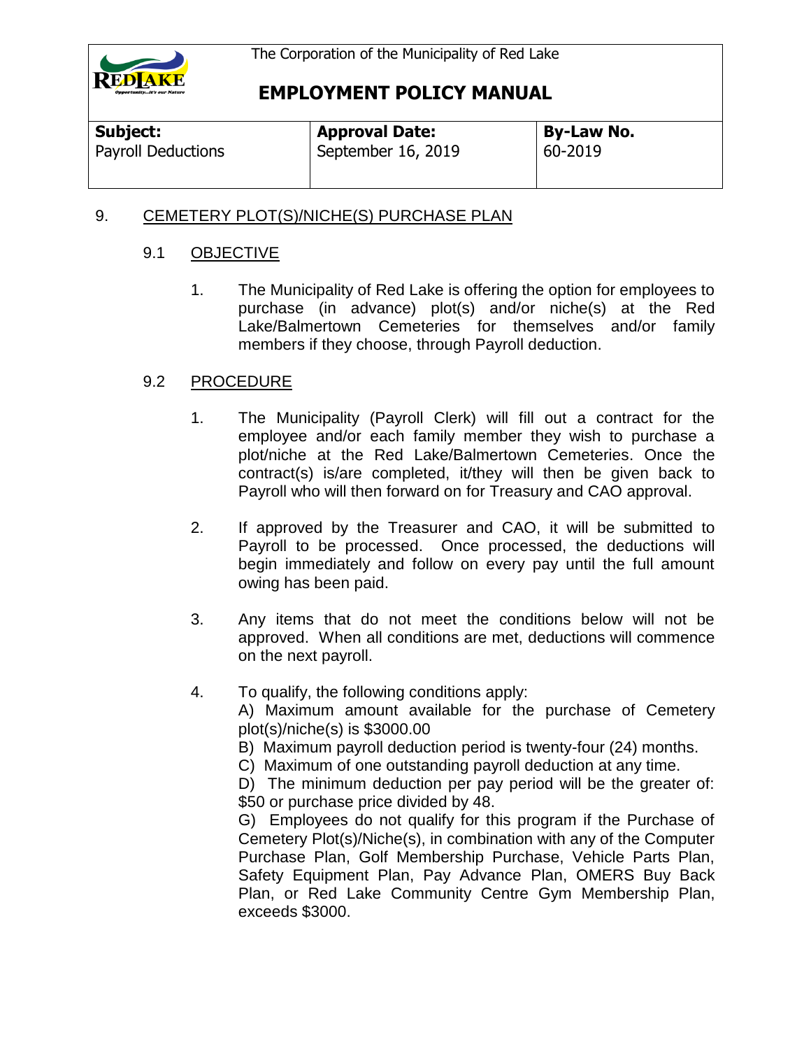| **Subject:** Payroll Deductions | **Approval Date:** September 16, 2019 | **By-Law No.** 60-2019 |
| --- | --- | --- |

9. CEMETERY PLOT(S)/NICHE(S) PURCHASE PLAN

9.1 OBJECTIVE

1. The Municipality of Red Lake is offering the option for employees to purchase (in advance) plot(s) and/or niche(s) at the Red Lake/Balmertown Cemeteries for themselves and/or family members if they choose, through Payroll deduction.

9.2 PROCEDURE

1. The Municipality (Payroll Clerk) will fill out a contract for the employee and/or each family member they wish to purchase a plot/niche at the Red Lake/Balmertown Cemeteries. Once the contract(s) is/are completed, it/they will then be given back to Payroll who will then forward on for Treasury and CAO approval.

2. If approved by the Treasurer and CAO, it will be submitted to Payroll to be processed. Once processed, the deductions will begin immediately and follow on every pay until the full amount owing has been paid.

3. Any items that do not meet the conditions below will not be approved. When all conditions are met, deductions will commence on the next payroll.

4. To qualify, the following conditions apply:
   A) Maximum amount available for the purchase of Cemetery plot(s)/niche(s) is $3000.00
   B) Maximum payroll deduction period is twenty-four (24) months.
   C) Maximum of one outstanding payroll deduction at any time.
   D) The minimum deduction per pay period will be the greater of: $50 or purchase price divided by 48.
   G) Employees do not qualify for this program if the Purchase of Cemetery Plot(s)/Niche(s), in combination with any of the Computer Purchase Plan, Golf Membership Purchase, Vehicle Parts Plan, Safety Equipment Plan, Pay Advance Plan, OMERS Buy Back Plan, or Red Lake Community Centre Gym Membership Plan, exceeds $3000.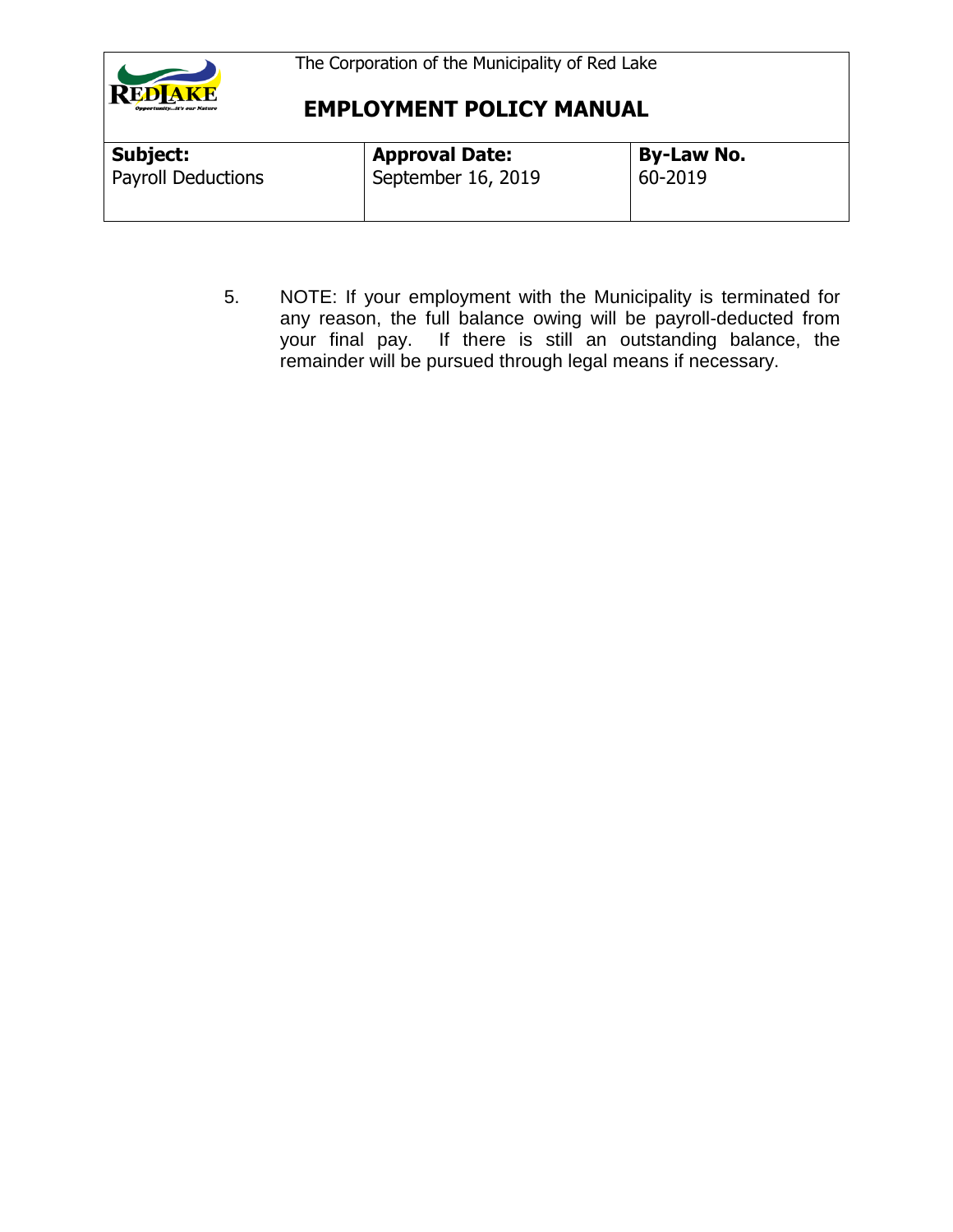5. NOTE: If your employment with the Municipality is terminated for any reason, the full balance owing will be payroll-deducted from your final pay. If there is still an outstanding balance, the remainder will be pursued through legal means if necessary.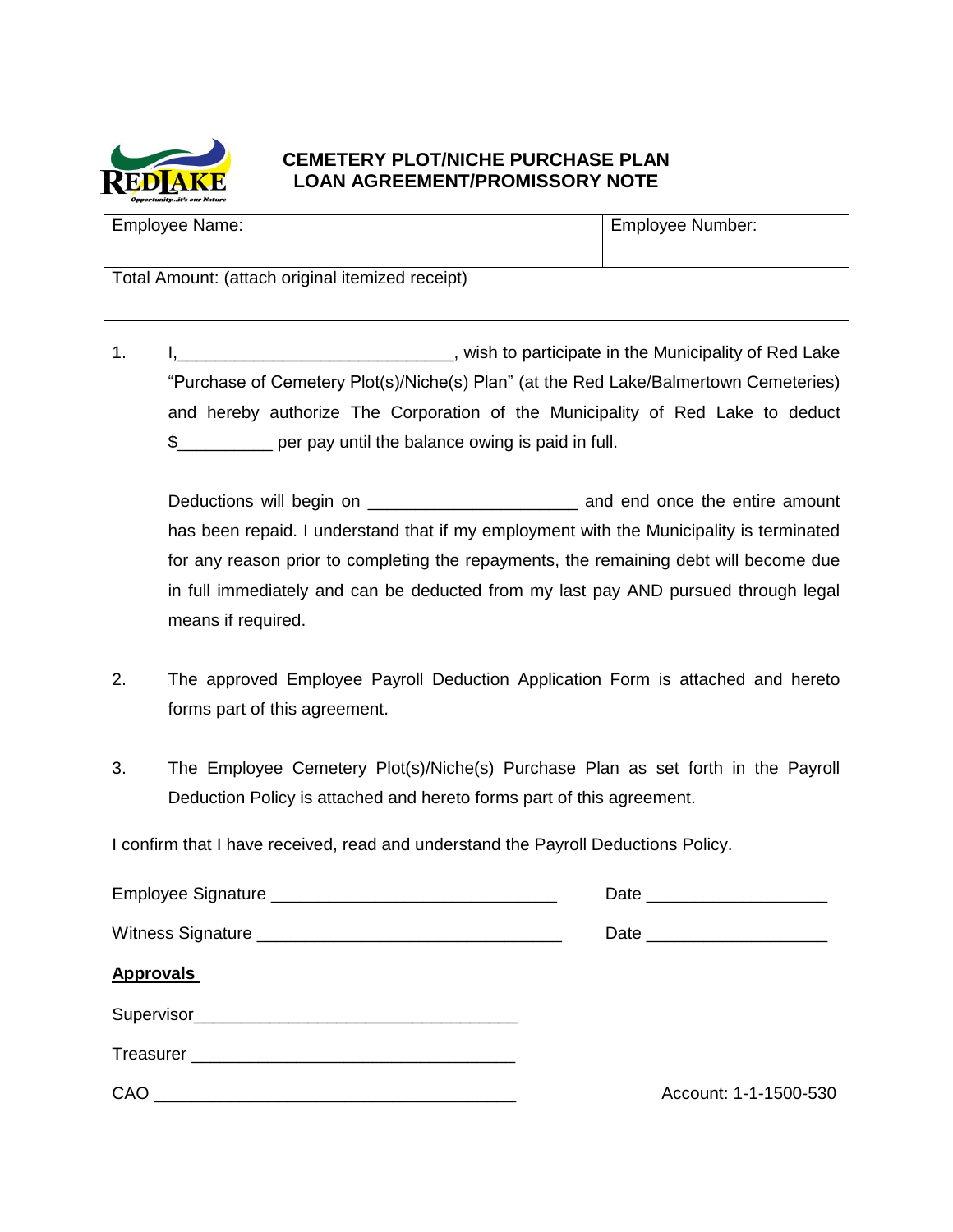# CEMETERY PLOT/NICHE PURCHASE PLAN
# LOAN AGREEMENT/PROMISSORY NOTE

| Employee Name: | Employee Number: |
|---|---|
| Total Amount: (attach original itemized receipt) | |

1. I,_____________________________, wish to participate in the Municipality of Red Lake "Purchase of Cemetery Plot(s)/Niche(s) Plan" (at the Red Lake/Balmertown Cemeteries) and hereby authorize The Corporation of the Municipality of Red Lake to deduct $__________ per pay until the balance owing is paid in full.

   Deductions will begin on _____________________ and end once the entire amount has been repaid. I understand that if my employment with the Municipality is terminated for any reason prior to completing the repayments, the remaining debt will become due in full immediately and can be deducted from my last pay AND pursued through legal means if required.

2. The approved Employee Payroll Deduction Application Form is attached and hereto forms part of this agreement.

3. The Employee Cemetery Plot(s)/Niche(s) Purchase Plan as set forth in the Payroll Deduction Policy is attached and hereto forms part of this agreement.

I confirm that I have received, read and understand the Payroll Deductions Policy.

Employee Signature ______________________________ Date ___________________

Witness Signature ________________________________ Date ___________________

**Approvals**

Supervisor_________________________________

Treasurer _________________________________

CAO ______________________________________ Account: 1-1-1500-530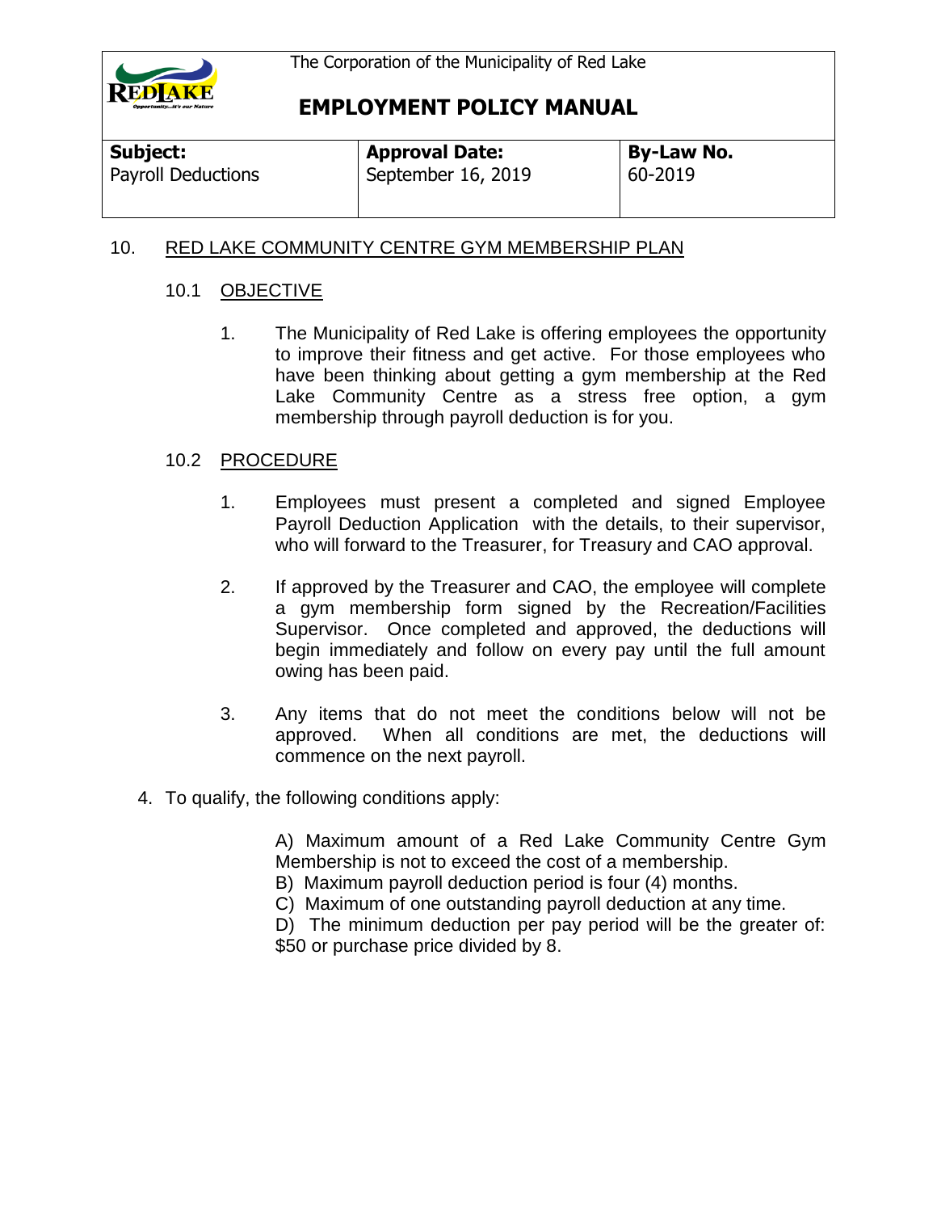The Corporation of the Municipality of Red Lake

# EMPLOYMENT POLICY MANUAL

| **Subject:** | **Approval Date:** | **By-Law No.** |
|---|---|---|
| Payroll Deductions | September 16, 2019 | 60-2019 |

## 10. RED LAKE COMMUNITY CENTRE GYM MEMBERSHIP PLAN

### 10.1 OBJECTIVE

1. The Municipality of Red Lake is offering employees the opportunity to improve their fitness and get active. For those employees who have been thinking about getting a gym membership at the Red Lake Community Centre as a stress free option, a gym membership through payroll deduction is for you.

### 10.2 PROCEDURE

1. Employees must present a completed and signed Employee Payroll Deduction Application with the details, to their supervisor, who will forward to the Treasurer, for Treasury and CAO approval.

2. If approved by the Treasurer and CAO, the employee will complete a gym membership form signed by the Recreation/Facilities Supervisor. Once completed and approved, the deductions will begin immediately and follow on every pay until the full amount owing has been paid.

3. Any items that do not meet the conditions below will not be approved. When all conditions are met, the deductions will commence on the next payroll.

4. To qualify, the following conditions apply:

   A) Maximum amount of a Red Lake Community Centre Gym Membership is not to exceed the cost of a membership.
   B) Maximum payroll deduction period is four (4) months.
   C) Maximum of one outstanding payroll deduction at any time.
   D) The minimum deduction per pay period will be the greater of: $50 or purchase price divided by 8.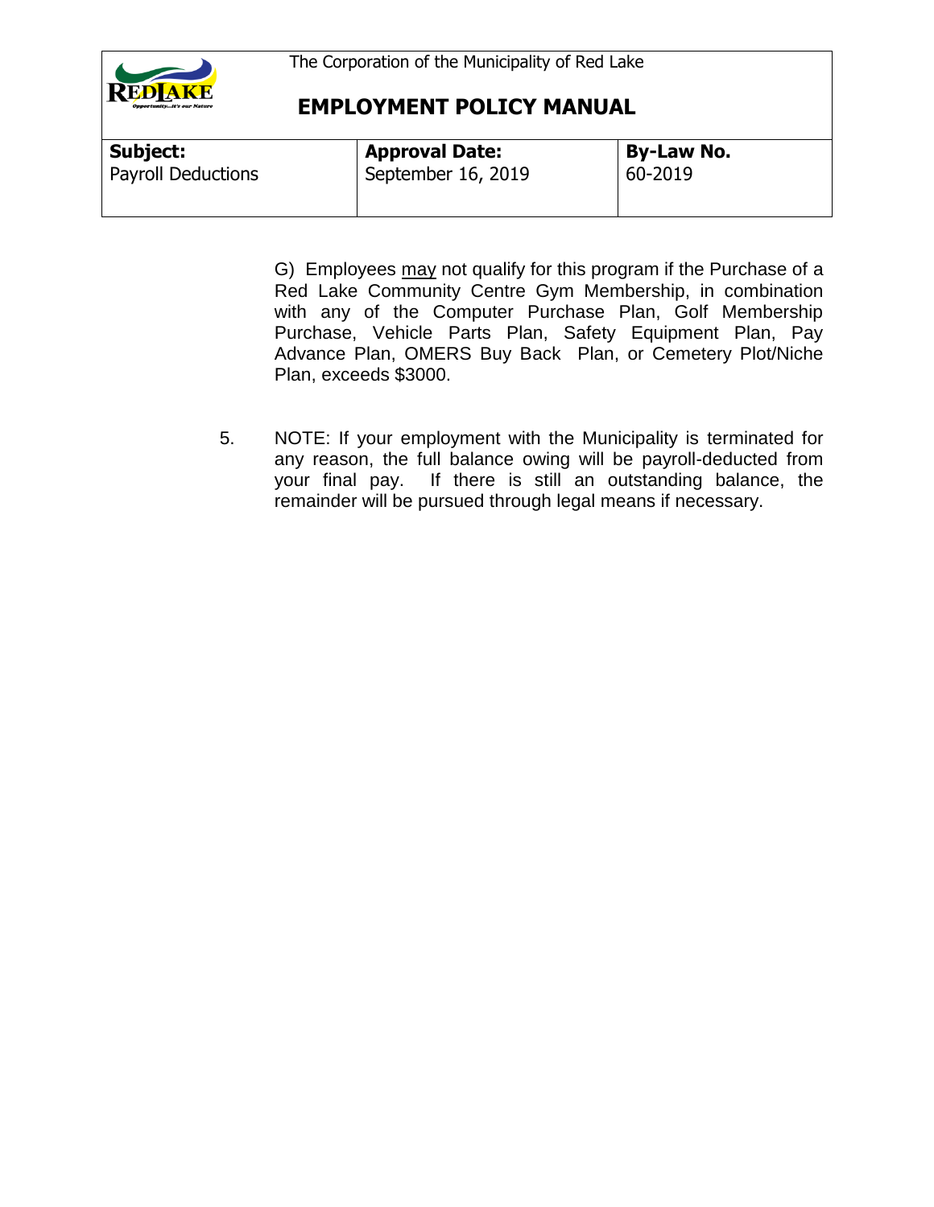G) Employees <u>may</u> not qualify for this program if the Purchase of a Red Lake Community Centre Gym Membership, in combination with any of the Computer Purchase Plan, Golf Membership Purchase, Vehicle Parts Plan, Safety Equipment Plan, Pay Advance Plan, OMERS Buy Back Plan, or Cemetery Plot/Niche Plan, exceeds $3000.

5. NOTE: If your employment with the Municipality is terminated for any reason, the full balance owing will be payroll-deducted from your final pay. If there is still an outstanding balance, the remainder will be pursued through legal means if necessary.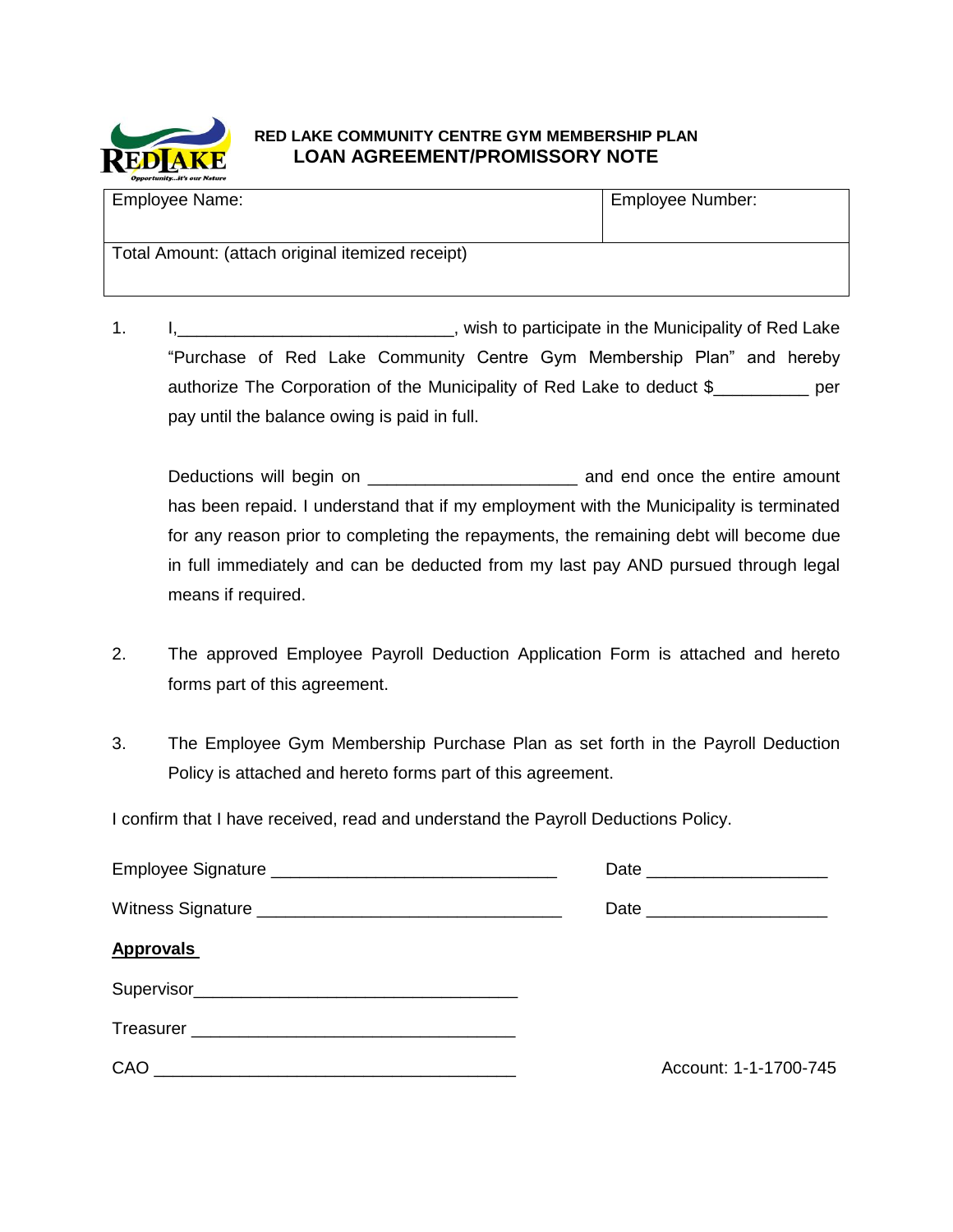**RED LAKE COMMUNITY CENTRE GYM MEMBERSHIP PLAN**
# LOAN AGREEMENT/PROMISSORY NOTE

| Employee Name: | Employee Number: |
| --- | --- |
| Total Amount: (attach original itemized receipt) | |

1. I,_____________________________, wish to participate in the Municipality of Red Lake "Purchase of Red Lake Community Centre Gym Membership Plan" and hereby authorize The Corporation of the Municipality of Red Lake to deduct $__________ per pay until the balance owing is paid in full.

   Deductions will begin on _____________________ and end once the entire amount has been repaid. I understand that if my employment with the Municipality is terminated for any reason prior to completing the repayments, the remaining debt will become due in full immediately and can be deducted from my last pay AND pursued through legal means if required.

2. The approved Employee Payroll Deduction Application Form is attached and hereto forms part of this agreement.

3. The Employee Gym Membership Purchase Plan as set forth in the Payroll Deduction Policy is attached and hereto forms part of this agreement.

I confirm that I have received, read and understand the Payroll Deductions Policy.

Employee Signature ______________________________ Date ___________________

Witness Signature ________________________________ Date ___________________

**Approvals**

Supervisor__________________________________

Treasurer __________________________________

CAO ______________________________________ Account: 1-1-1700-745